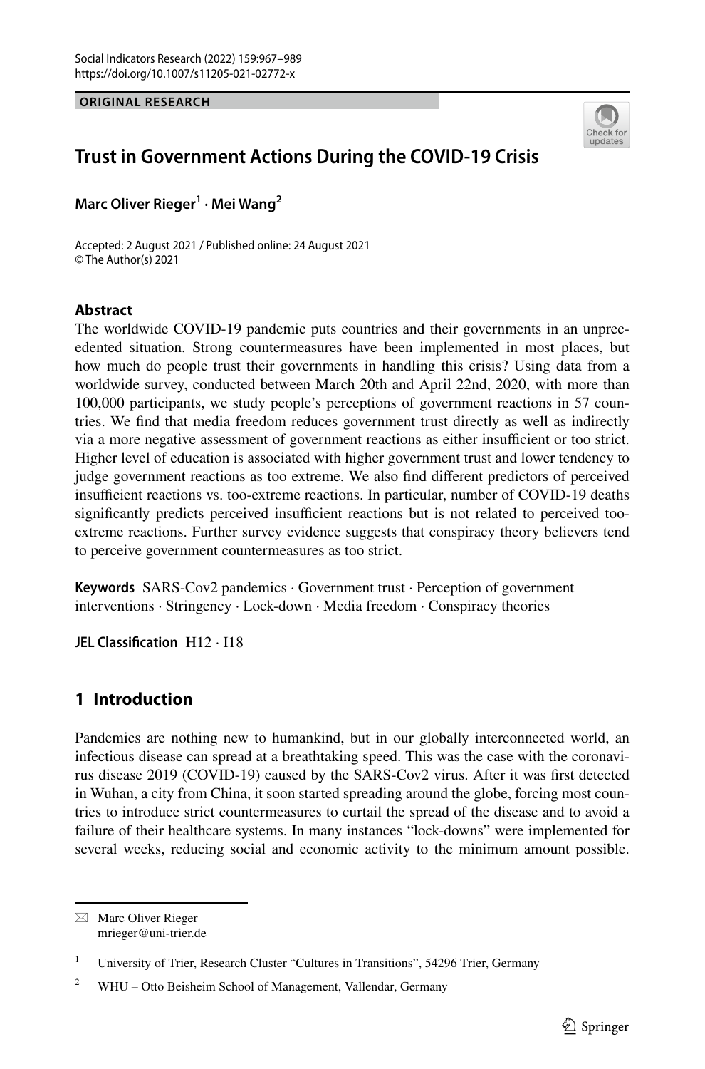**ORIGINAL RESEARCH**

# Trust in Government Actions During the COVID-19 Crisis

**Marc Oliver Rieger[1] · Mei Wang[2]**

Accepted: 2 August 2021 / Published online: 24 August 2021
© The Author(s) 2021

## Abstract

The worldwide COVID-19 pandemic puts countries and their governments in an unprecedented situation. Strong countermeasures have been implemented in most places, but how much do people trust their governments in handling this crisis? Using data from a worldwide survey, conducted between March 20th and April 22nd, 2020, with more than 100,000 participants, we study people's perceptions of government reactions in 57 countries. We find that media freedom reduces government trust directly as well as indirectly via a more negative assessment of government reactions as either insufficient or too strict. Higher level of education is associated with higher government trust and lower tendency to judge government reactions as too extreme. We also find different predictors of perceived insufficient reactions vs. too-extreme reactions. In particular, number of COVID-19 deaths significantly predicts perceived insufficient reactions but is not related to perceived too-extreme reactions. Further survey evidence suggests that conspiracy theory believers tend to perceive government countermeasures as too strict.

**Keywords** SARS-Cov2 pandemics · Government trust · Perception of government interventions · Stringency · Lock-down · Media freedom · Conspiracy theories

**JEL Classification** H12 · I18

## 1 Introduction

Pandemics are nothing new to humankind, but in our globally interconnected world, an infectious disease can spread at a breathtaking speed. This was the case with the coronavirus disease 2019 (COVID-19) caused by the SARS-Cov2 virus. After it was first detected in Wuhan, a city from China, it soon started spreading around the globe, forcing most countries to introduce strict countermeasures to curtail the spread of the disease and to avoid a failure of their healthcare systems. In many instances "lock-downs" were implemented for several weeks, reducing social and economic activity to the minimum amount possible.

---

✉ Marc Oliver Rieger
mrieger@uni-trier.de

[1] University of Trier, Research Cluster "Cultures in Transitions", 54296 Trier, Germany

[2] WHU – Otto Beisheim School of Management, Vallendar, Germany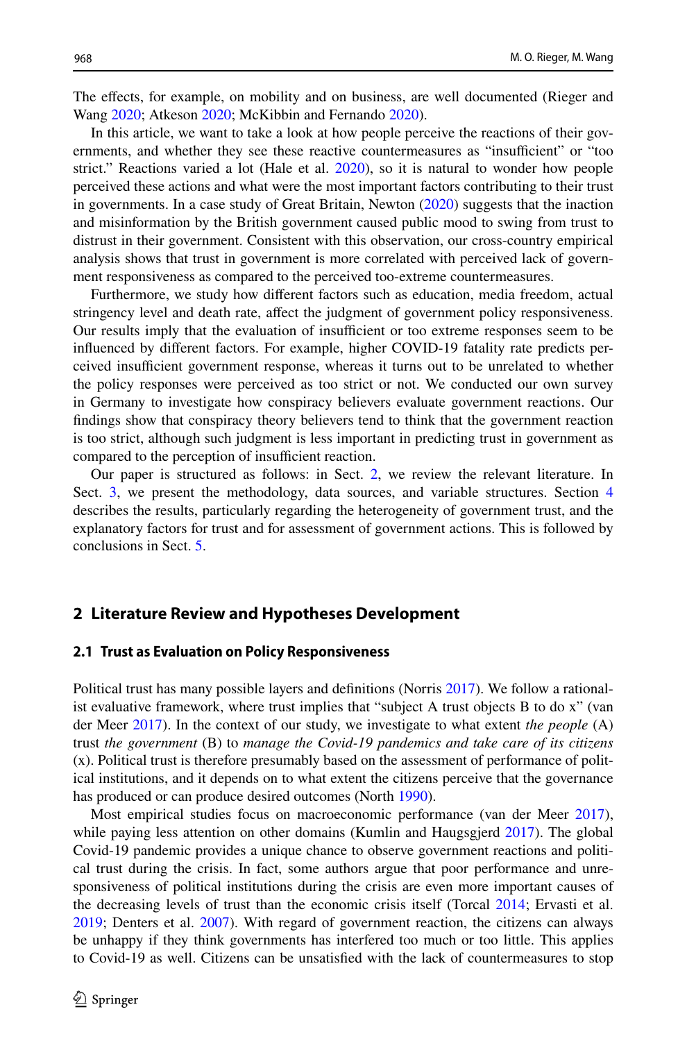The effects, for example, on mobility and on business, are well documented (Rieger and Wang 2020; Atkeson 2020; McKibbin and Fernando 2020).

In this article, we want to take a look at how people perceive the reactions of their governments, and whether they see these reactive countermeasures as "insufficient" or "too strict." Reactions varied a lot (Hale et al. 2020), so it is natural to wonder how people perceived these actions and what were the most important factors contributing to their trust in governments. In a case study of Great Britain, Newton (2020) suggests that the inaction and misinformation by the British government caused public mood to swing from trust to distrust in their government. Consistent with this observation, our cross-country empirical analysis shows that trust in government is more correlated with perceived lack of government responsiveness as compared to the perceived too-extreme countermeasures.

Furthermore, we study how different factors such as education, media freedom, actual stringency level and death rate, affect the judgment of government policy responsiveness. Our results imply that the evaluation of insufficient or too extreme responses seem to be influenced by different factors. For example, higher COVID-19 fatality rate predicts perceived insufficient government response, whereas it turns out to be unrelated to whether the policy responses were perceived as too strict or not. We conducted our own survey in Germany to investigate how conspiracy believers evaluate government reactions. Our findings show that conspiracy theory believers tend to think that the government reaction is too strict, although such judgment is less important in predicting trust in government as compared to the perception of insufficient reaction.

Our paper is structured as follows: in Sect. 2, we review the relevant literature. In Sect. 3, we present the methodology, data sources, and variable structures. Section 4 describes the results, particularly regarding the heterogeneity of government trust, and the explanatory factors for trust and for assessment of government actions. This is followed by conclusions in Sect. 5.

## 2 Literature Review and Hypotheses Development

### 2.1 Trust as Evaluation on Policy Responsiveness

Political trust has many possible layers and definitions (Norris 2017). We follow a rationalist evaluative framework, where trust implies that "subject A trust objects B to do x" (van der Meer 2017). In the context of our study, we investigate to what extent *the people* (A) trust *the government* (B) to *manage the Covid-19 pandemics and take care of its citizens* (x). Political trust is therefore presumably based on the assessment of performance of political institutions, and it depends on to what extent the citizens perceive that the governance has produced or can produce desired outcomes (North 1990).

Most empirical studies focus on macroeconomic performance (van der Meer 2017), while paying less attention on other domains (Kumlin and Haugsgjerd 2017). The global Covid-19 pandemic provides a unique chance to observe government reactions and political trust during the crisis. In fact, some authors argue that poor performance and unresponsiveness of political institutions during the crisis are even more important causes of the decreasing levels of trust than the economic crisis itself (Torcal 2014; Ervasti et al. 2019; Denters et al. 2007). With regard of government reaction, the citizens can always be unhappy if they think governments has interfered too much or too little. This applies to Covid-19 as well. Citizens can be unsatisfied with the lack of countermeasures to stop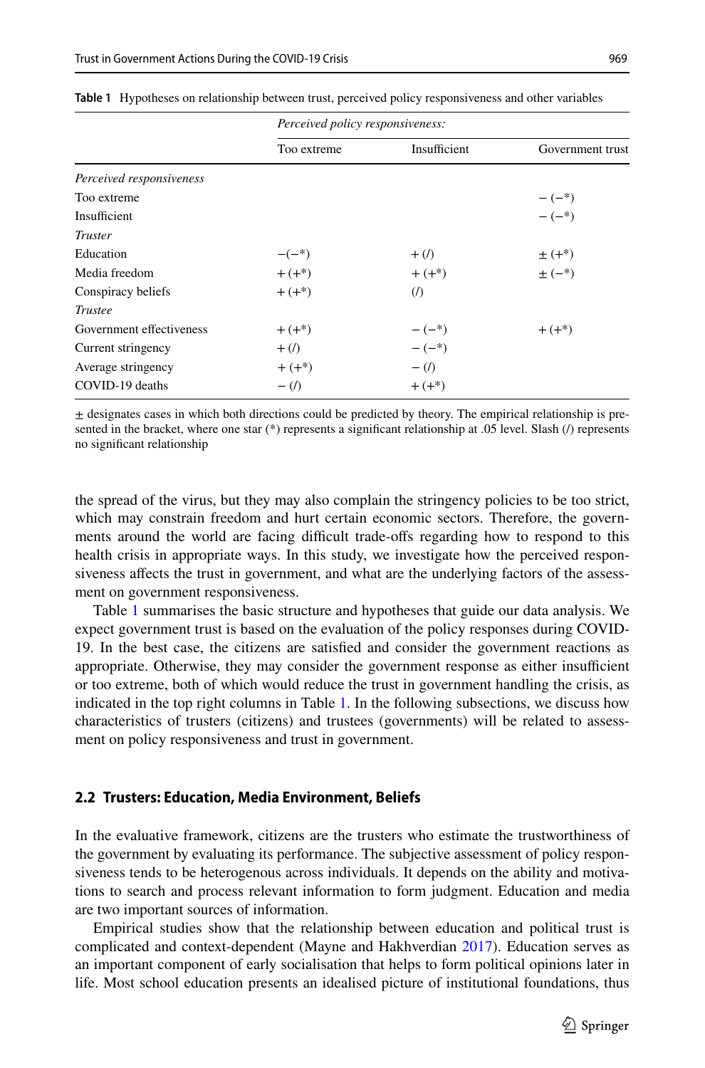**Table 1** Hypotheses on relationship between trust, perceived policy responsiveness and other variables

| | *Perceived policy responsiveness:* | | |
|---|---|---|---|
| | Too extreme | Insufficient | Government trust |
| *Perceived responsiveness* | | | |
| Too extreme | | | – (–*) |
| Insufficient | | | – (–*) |
| *Truster* | | | |
| Education | –(–*) | + (/) | ± (+*) |
| Media freedom | + (+*) | + (+*) | ± (–*) |
| Conspiracy beliefs | + (+*) | (/) | |
| *Trustee* | | | |
| Government effectiveness | + (+*) | – (–*) | + (+*) |
| Current stringency | + (/) | – (–*) | |
| Average stringency | + (+*) | – (/) | |
| COVID-19 deaths | – (/) | + (+*) | |

± designates cases in which both directions could be predicted by theory. The empirical relationship is presented in the bracket, where one star (*) represents a significant relationship at .05 level. Slash (/) represents no significant relationship

the spread of the virus, but they may also complain the stringency policies to be too strict, which may constrain freedom and hurt certain economic sectors. Therefore, the governments around the world are facing difficult trade-offs regarding how to respond to this health crisis in appropriate ways. In this study, we investigate how the perceived responsiveness affects the trust in government, and what are the underlying factors of the assessment on government responsiveness.

Table 1 summarises the basic structure and hypotheses that guide our data analysis. We expect government trust is based on the evaluation of the policy responses during COVID-19. In the best case, the citizens are satisfied and consider the government reactions as appropriate. Otherwise, they may consider the government response as either insufficient or too extreme, both of which would reduce the trust in government handling the crisis, as indicated in the top right columns in Table 1. In the following subsections, we discuss how characteristics of trusters (citizens) and trustees (governments) will be related to assessment on policy responsiveness and trust in government.

## 2.2 Trusters: Education, Media Environment, Beliefs

In the evaluative framework, citizens are the trusters who estimate the trustworthiness of the government by evaluating its performance. The subjective assessment of policy responsiveness tends to be heterogenous across individuals. It depends on the ability and motivations to search and process relevant information to form judgment. Education and media are two important sources of information.

Empirical studies show that the relationship between education and political trust is complicated and context-dependent (Mayne and Hakhverdian 2017). Education serves as an important component of early socialisation that helps to form political opinions later in life. Most school education presents an idealised picture of institutional foundations, thus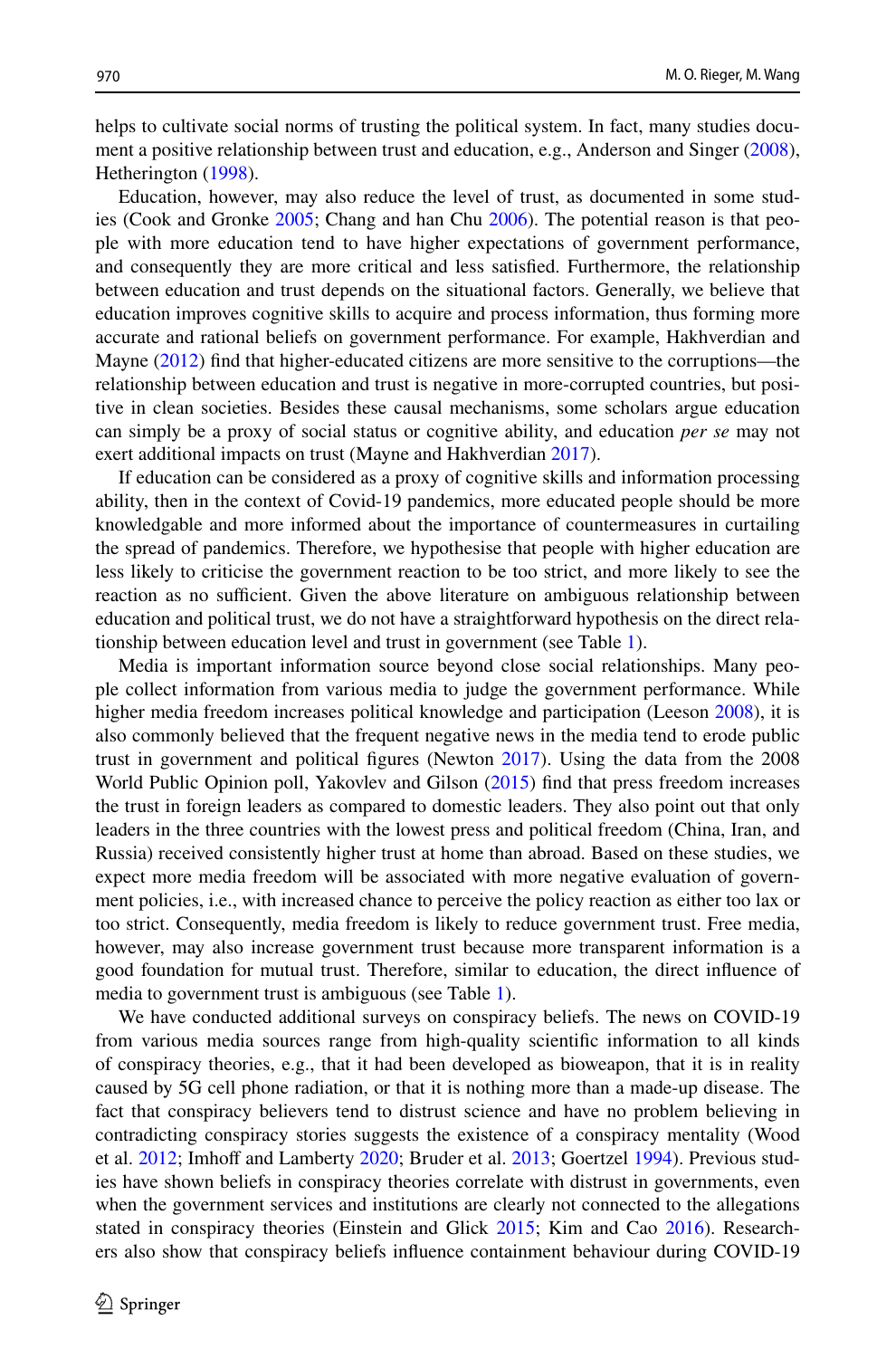helps to cultivate social norms of trusting the political system. In fact, many studies document a positive relationship between trust and education, e.g., Anderson and Singer (2008), Hetherington (1998).

Education, however, may also reduce the level of trust, as documented in some studies (Cook and Gronke 2005; Chang and han Chu 2006). The potential reason is that people with more education tend to have higher expectations of government performance, and consequently they are more critical and less satisfied. Furthermore, the relationship between education and trust depends on the situational factors. Generally, we believe that education improves cognitive skills to acquire and process information, thus forming more accurate and rational beliefs on government performance. For example, Hakhverdian and Mayne (2012) find that higher-educated citizens are more sensitive to the corruptions—the relationship between education and trust is negative in more-corrupted countries, but positive in clean societies. Besides these causal mechanisms, some scholars argue education can simply be a proxy of social status or cognitive ability, and education *per se* may not exert additional impacts on trust (Mayne and Hakhverdian 2017).

If education can be considered as a proxy of cognitive skills and information processing ability, then in the context of Covid-19 pandemics, more educated people should be more knowledgable and more informed about the importance of countermeasures in curtailing the spread of pandemics. Therefore, we hypothesise that people with higher education are less likely to criticise the government reaction to be too strict, and more likely to see the reaction as no sufficient. Given the above literature on ambiguous relationship between education and political trust, we do not have a straightforward hypothesis on the direct relationship between education level and trust in government (see Table 1).

Media is important information source beyond close social relationships. Many people collect information from various media to judge the government performance. While higher media freedom increases political knowledge and participation (Leeson 2008), it is also commonly believed that the frequent negative news in the media tend to erode public trust in government and political figures (Newton 2017). Using the data from the 2008 World Public Opinion poll, Yakovlev and Gilson (2015) find that press freedom increases the trust in foreign leaders as compared to domestic leaders. They also point out that only leaders in the three countries with the lowest press and political freedom (China, Iran, and Russia) received consistently higher trust at home than abroad. Based on these studies, we expect more media freedom will be associated with more negative evaluation of government policies, i.e., with increased chance to perceive the policy reaction as either too lax or too strict. Consequently, media freedom is likely to reduce government trust. Free media, however, may also increase government trust because more transparent information is a good foundation for mutual trust. Therefore, similar to education, the direct influence of media to government trust is ambiguous (see Table 1).

We have conducted additional surveys on conspiracy beliefs. The news on COVID-19 from various media sources range from high-quality scientific information to all kinds of conspiracy theories, e.g., that it had been developed as bioweapon, that it is in reality caused by 5G cell phone radiation, or that it is nothing more than a made-up disease. The fact that conspiracy believers tend to distrust science and have no problem believing in contradicting conspiracy stories suggests the existence of a conspiracy mentality (Wood et al. 2012; Imhoff and Lamberty 2020; Bruder et al. 2013; Goertzel 1994). Previous studies have shown beliefs in conspiracy theories correlate with distrust in governments, even when the government services and institutions are clearly not connected to the allegations stated in conspiracy theories (Einstein and Glick 2015; Kim and Cao 2016). Researchers also show that conspiracy beliefs influence containment behaviour during COVID-19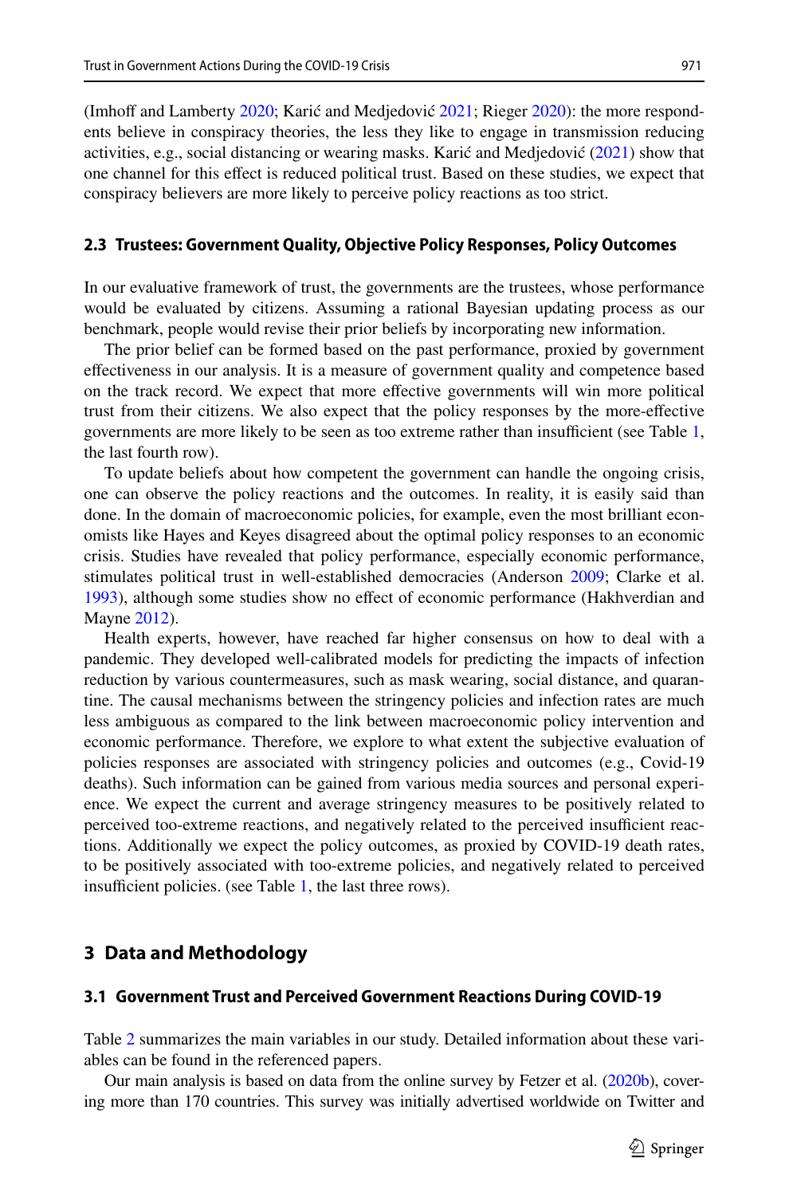(Imhoff and Lamberty 2020; Karić and Medjedović 2021; Rieger 2020): the more respondents believe in conspiracy theories, the less they like to engage in transmission reducing activities, e.g., social distancing or wearing masks. Karić and Medjedović (2021) show that one channel for this effect is reduced political trust. Based on these studies, we expect that conspiracy believers are more likely to perceive policy reactions as too strict.

### 2.3 Trustees: Government Quality, Objective Policy Responses, Policy Outcomes

In our evaluative framework of trust, the governments are the trustees, whose performance would be evaluated by citizens. Assuming a rational Bayesian updating process as our benchmark, people would revise their prior beliefs by incorporating new information.

The prior belief can be formed based on the past performance, proxied by government effectiveness in our analysis. It is a measure of government quality and competence based on the track record. We expect that more effective governments will win more political trust from their citizens. We also expect that the policy responses by the more-effective governments are more likely to be seen as too extreme rather than insufficient (see Table 1, the last fourth row).

To update beliefs about how competent the government can handle the ongoing crisis, one can observe the policy reactions and the outcomes. In reality, it is easily said than done. In the domain of macroeconomic policies, for example, even the most brilliant economists like Hayes and Keyes disagreed about the optimal policy responses to an economic crisis. Studies have revealed that policy performance, especially economic performance, stimulates political trust in well-established democracies (Anderson 2009; Clarke et al. 1993), although some studies show no effect of economic performance (Hakhverdian and Mayne 2012).

Health experts, however, have reached far higher consensus on how to deal with a pandemic. They developed well-calibrated models for predicting the impacts of infection reduction by various countermeasures, such as mask wearing, social distance, and quarantine. The causal mechanisms between the stringency policies and infection rates are much less ambiguous as compared to the link between macroeconomic policy intervention and economic performance. Therefore, we explore to what extent the subjective evaluation of policies responses are associated with stringency policies and outcomes (e.g., Covid-19 deaths). Such information can be gained from various media sources and personal experience. We expect the current and average stringency measures to be positively related to perceived too-extreme reactions, and negatively related to the perceived insufficient reactions. Additionally we expect the policy outcomes, as proxied by COVID-19 death rates, to be positively associated with too-extreme policies, and negatively related to perceived insufficient policies. (see Table 1, the last three rows).

## 3 Data and Methodology

### 3.1 Government Trust and Perceived Government Reactions During COVID-19

Table 2 summarizes the main variables in our study. Detailed information about these variables can be found in the referenced papers.

Our main analysis is based on data from the online survey by Fetzer et al. (2020b), covering more than 170 countries. This survey was initially advertised worldwide on Twitter and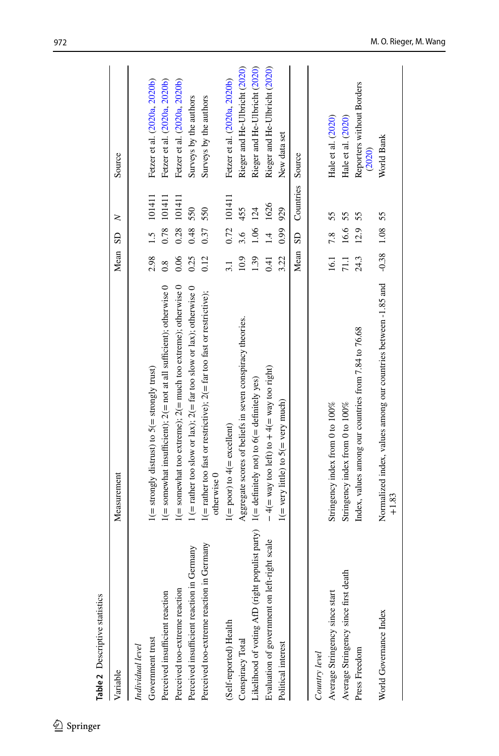**Table 2** Descriptive statistics

| Variable | Measurement | Mean | SD | N | Source |
|---|---|---|---|---|---|
| *Individual level* | | | | | |
| Government trust | 1(= strongly distrust) to 5(= strongly trust) | 2.98 | 1.5 | 101411 | Fetzer et al. (2020a, 2020b) |
| Perceived insufficient reaction | 1(= somewhat insufficient); 2(= not at all sufficient); otherwise 0 | 0.8 | 0.78 | 101411 | Fetzer et al. (2020a, 2020b) |
| Perceived too-extreme reaction | 1(= somewhat too extreme); 2(= much too extreme); otherwise 0 | 0.06 | 0.28 | 101411 | Fetzer et al. (2020a, 2020b) |
| Perceived insufficient reaction in Germany | 1 (= rather too slow or lax); 2(= far too slow or lax); otherwise 0 | 0.25 | 0.48 | 550 | Surveys by the authors |
| Perceived too-extreme reaction in Germany | 1(= rather too fast or restrictive); 2(= far too fast or restrictive); otherwise 0 | 0.12 | 0.37 | 550 | Surveys by the authors |
| (Self-reported) Health | 1(= poor) to 4(= excellent) | 3.1 | 0.72 | 101411 | Fetzer et al. (2020a, 2020b) |
| Conspiracy Total | Aggregate scores of beliefs in seven conspiracy theories. | 10.9 | 3.6 | 455 | Rieger and He-Ulbricht (2020) |
| Likelihood of voting AfD (right populist party) | 1(= definitely not) to 6(= definitely yes) | 1.39 | 1.06 | 124 | Rieger and He-Ulbricht (2020) |
| Evaluation of government on left-right scale | − 4(= way too left) to + 4(= way too right) | 0.41 | 1.4 | 1626 | Rieger and He-Ulbricht (2020) |
| Political interest | 1(= very little) to 5(= very much) | 3.22 | 0.99 | 929 | New data set |
| | | Mean | SD | Countries | Source |
| *Country level* | | | | | |
| Average Stringency since start | Stringency index from 0 to 100% | 16.1 | 7.8 | 55 | Hale et al. (2020) |
| Average Stringency since first death | Stringency index from 0 to 100% | 71.1 | 16.6 | 55 | Hale et al. (2020) |
| Press Freedom | Index, values among our countries from 7.84 to 76.68 | 24.3 | 12.9 | 55 | Reporters without Borders (2020) |
| World Governance Index | Normalized index, values among our countries between -1.85 and +1.83 | -0.38 | 1.08 | 55 | World Bank |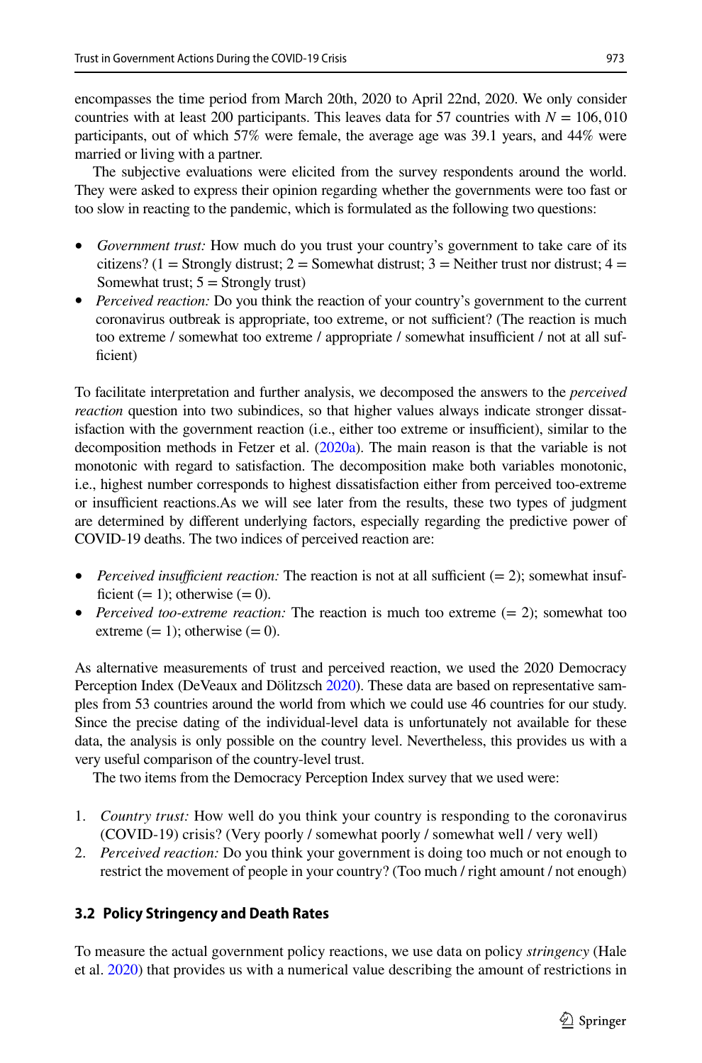encompasses the time period from March 20th, 2020 to April 22nd, 2020. We only consider countries with at least 200 participants. This leaves data for 57 countries with $N = 106,010$ participants, out of which 57% were female, the average age was 39.1 years, and 44% were married or living with a partner.

The subjective evaluations were elicited from the survey respondents around the world. They were asked to express their opinion regarding whether the governments were too fast or too slow in reacting to the pandemic, which is formulated as the following two questions:

- *Government trust:* How much do you trust your country's government to take care of its citizens? (1 = Strongly distrust; 2 = Somewhat distrust; 3 = Neither trust nor distrust; 4 = Somewhat trust; 5 = Strongly trust)
- *Perceived reaction:* Do you think the reaction of your country's government to the current coronavirus outbreak is appropriate, too extreme, or not sufficient? (The reaction is much too extreme / somewhat too extreme / appropriate / somewhat insufficient / not at all sufficient)

To facilitate interpretation and further analysis, we decomposed the answers to the *perceived reaction* question into two subindices, so that higher values always indicate stronger dissatisfaction with the government reaction (i.e., either too extreme or insufficient), similar to the decomposition methods in Fetzer et al. (2020a). The main reason is that the variable is not monotonic with regard to satisfaction. The decomposition make both variables monotonic, i.e., highest number corresponds to highest dissatisfaction either from perceived too-extreme or insufficient reactions.As we will see later from the results, these two types of judgment are determined by different underlying factors, especially regarding the predictive power of COVID-19 deaths. The two indices of perceived reaction are:

- *Perceived insufficient reaction:* The reaction is not at all sufficient (= 2); somewhat insufficient (= 1); otherwise (= 0).
- *Perceived too-extreme reaction:* The reaction is much too extreme (= 2); somewhat too extreme (= 1); otherwise (= 0).

As alternative measurements of trust and perceived reaction, we used the 2020 Democracy Perception Index (DeVeaux and Dölitzsch 2020). These data are based on representative samples from 53 countries around the world from which we could use 46 countries for our study. Since the precise dating of the individual-level data is unfortunately not available for these data, the analysis is only possible on the country level. Nevertheless, this provides us with a very useful comparison of the country-level trust.

The two items from the Democracy Perception Index survey that we used were:

1. *Country trust:* How well do you think your country is responding to the coronavirus (COVID-19) crisis? (Very poorly / somewhat poorly / somewhat well / very well)
2. *Perceived reaction:* Do you think your government is doing too much or not enough to restrict the movement of people in your country? (Too much / right amount / not enough)

### 3.2 Policy Stringency and Death Rates

To measure the actual government policy reactions, we use data on policy *stringency* (Hale et al. 2020) that provides us with a numerical value describing the amount of restrictions in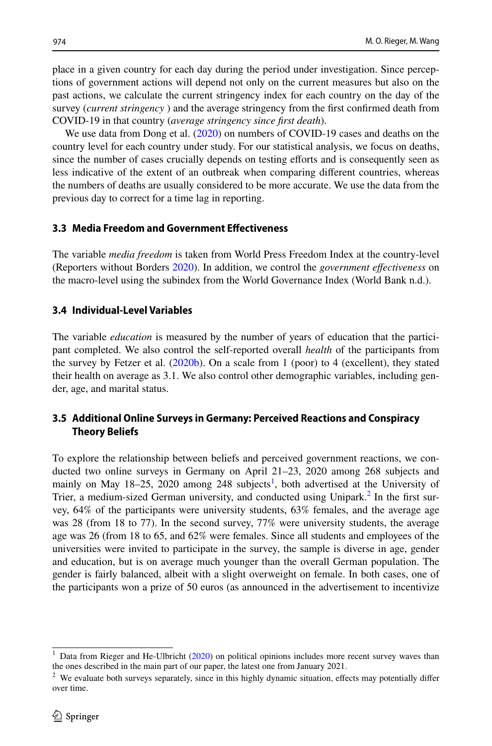place in a given country for each day during the period under investigation. Since perceptions of government actions will depend not only on the current measures but also on the past actions, we calculate the current stringency index for each country on the day of the survey (*current stringency* ) and the average stringency from the first confirmed death from COVID-19 in that country (*average stringency since first death*).

We use data from Dong et al. (2020) on numbers of COVID-19 cases and deaths on the country level for each country under study. For our statistical analysis, we focus on deaths, since the number of cases crucially depends on testing efforts and is consequently seen as less indicative of the extent of an outbreak when comparing different countries, whereas the numbers of deaths are usually considered to be more accurate. We use the data from the previous day to correct for a time lag in reporting.

### 3.3 Media Freedom and Government Effectiveness

The variable *media freedom* is taken from World Press Freedom Index at the country-level (Reporters without Borders 2020). In addition, we control the *government effectiveness* on the macro-level using the subindex from the World Governance Index (World Bank n.d.).

### 3.4 Individual-Level Variables

The variable *education* is measured by the number of years of education that the participant completed. We also control the self-reported overall *health* of the participants from the survey by Fetzer et al. (2020b). On a scale from 1 (poor) to 4 (excellent), they stated their health on average as 3.1. We also control other demographic variables, including gender, age, and marital status.

### 3.5 Additional Online Surveys in Germany: Perceived Reactions and Conspiracy Theory Beliefs

To explore the relationship between beliefs and perceived government reactions, we conducted two online surveys in Germany on April 21–23, 2020 among 268 subjects and mainly on May 18–25, 2020 among 248 subjects[1], both advertised at the University of Trier, a medium-sized German university, and conducted using Unipark.[2] In the first survey, 64% of the participants were university students, 63% females, and the average age was 28 (from 18 to 77). In the second survey, 77% were university students, the average age was 26 (from 18 to 65, and 62% were females. Since all students and employees of the universities were invited to participate in the survey, the sample is diverse in age, gender and education, but is on average much younger than the overall German population. The gender is fairly balanced, albeit with a slight overweight on female. In both cases, one of the participants won a prize of 50 euros (as announced in the advertisement to incentivize

---

[1] Data from Rieger and He-Ulbricht (2020) on political opinions includes more recent survey waves than the ones described in the main part of our paper, the latest one from January 2021.

[2] We evaluate both surveys separately, since in this highly dynamic situation, effects may potentially differ over time.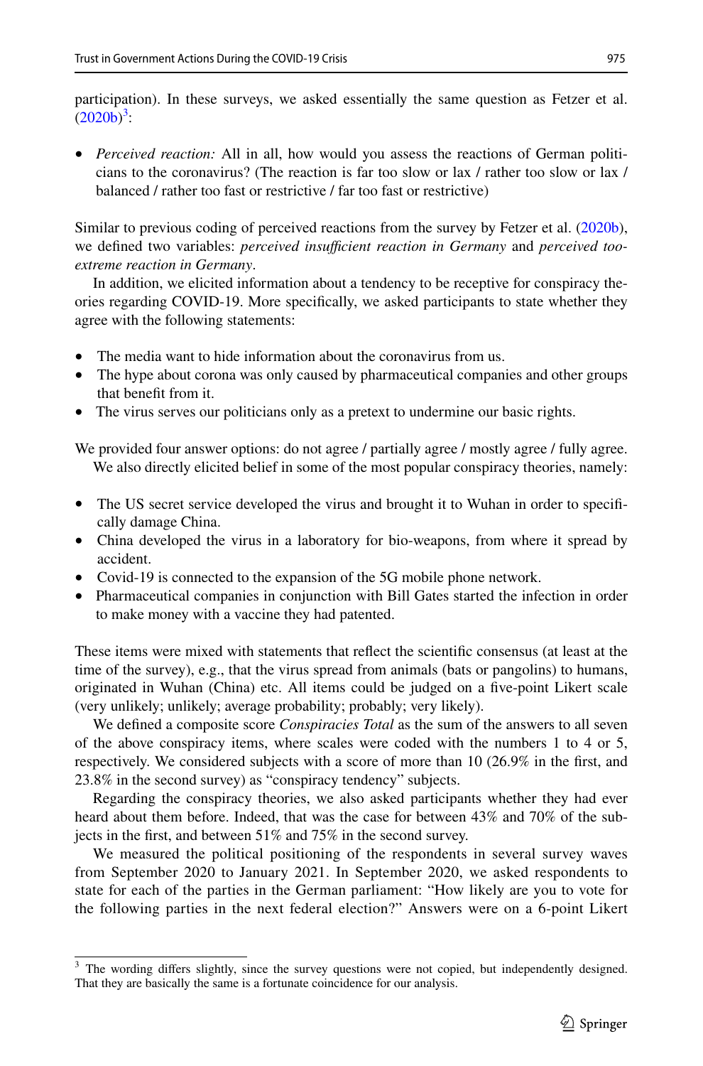participation). In these surveys, we asked essentially the same question as Fetzer et al. (2020b)[3]:

- *Perceived reaction:* All in all, how would you assess the reactions of German politicians to the coronavirus? (The reaction is far too slow or lax / rather too slow or lax / balanced / rather too fast or restrictive / far too fast or restrictive)

Similar to previous coding of perceived reactions from the survey by Fetzer et al. (2020b), we defined two variables: *perceived insufficient reaction in Germany* and *perceived too-extreme reaction in Germany*.

In addition, we elicited information about a tendency to be receptive for conspiracy theories regarding COVID-19. More specifically, we asked participants to state whether they agree with the following statements:

- The media want to hide information about the coronavirus from us.
- The hype about corona was only caused by pharmaceutical companies and other groups that benefit from it.
- The virus serves our politicians only as a pretext to undermine our basic rights.

We provided four answer options: do not agree / partially agree / mostly agree / fully agree.

We also directly elicited belief in some of the most popular conspiracy theories, namely:

- The US secret service developed the virus and brought it to Wuhan in order to specifically damage China.
- China developed the virus in a laboratory for bio-weapons, from where it spread by accident.
- Covid-19 is connected to the expansion of the 5G mobile phone network.
- Pharmaceutical companies in conjunction with Bill Gates started the infection in order to make money with a vaccine they had patented.

These items were mixed with statements that reflect the scientific consensus (at least at the time of the survey), e.g., that the virus spread from animals (bats or pangolins) to humans, originated in Wuhan (China) etc. All items could be judged on a five-point Likert scale (very unlikely; unlikely; average probability; probably; very likely).

We defined a composite score *Conspiracies Total* as the sum of the answers to all seven of the above conspiracy items, where scales were coded with the numbers 1 to 4 or 5, respectively. We considered subjects with a score of more than 10 (26.9% in the first, and 23.8% in the second survey) as "conspiracy tendency" subjects.

Regarding the conspiracy theories, we also asked participants whether they had ever heard about them before. Indeed, that was the case for between 43% and 70% of the subjects in the first, and between 51% and 75% in the second survey.

We measured the political positioning of the respondents in several survey waves from September 2020 to January 2021. In September 2020, we asked respondents to state for each of the parties in the German parliament: "How likely are you to vote for the following parties in the next federal election?" Answers were on a 6-point Likert

[3] The wording differs slightly, since the survey questions were not copied, but independently designed. That they are basically the same is a fortunate coincidence for our analysis.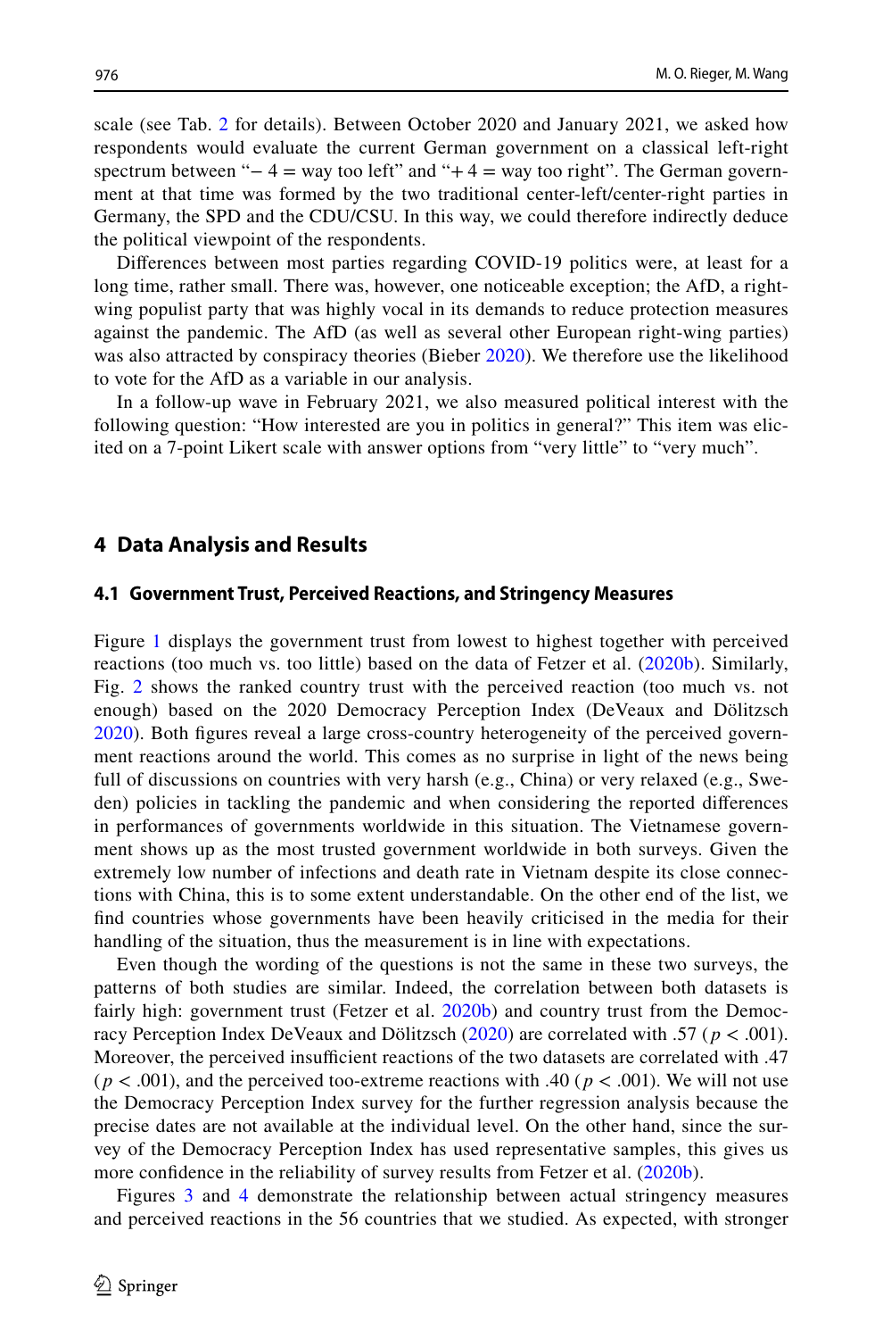scale (see Tab. 2 for details). Between October 2020 and January 2021, we asked how respondents would evaluate the current German government on a classical left-right spectrum between "− 4 = way too left" and "+ 4 = way too right". The German government at that time was formed by the two traditional center-left/center-right parties in Germany, the SPD and the CDU/CSU. In this way, we could therefore indirectly deduce the political viewpoint of the respondents.

Differences between most parties regarding COVID-19 politics were, at least for a long time, rather small. There was, however, one noticeable exception; the AfD, a right-wing populist party that was highly vocal in its demands to reduce protection measures against the pandemic. The AfD (as well as several other European right-wing parties) was also attracted by conspiracy theories (Bieber 2020). We therefore use the likelihood to vote for the AfD as a variable in our analysis.

In a follow-up wave in February 2021, we also measured political interest with the following question: "How interested are you in politics in general?" This item was elicited on a 7-point Likert scale with answer options from "very little" to "very much".

## 4 Data Analysis and Results

### 4.1 Government Trust, Perceived Reactions, and Stringency Measures

Figure 1 displays the government trust from lowest to highest together with perceived reactions (too much vs. too little) based on the data of Fetzer et al. (2020b). Similarly, Fig. 2 shows the ranked country trust with the perceived reaction (too much vs. not enough) based on the 2020 Democracy Perception Index (DeVeaux and Dölitzsch 2020). Both figures reveal a large cross-country heterogeneity of the perceived government reactions around the world. This comes as no surprise in light of the news being full of discussions on countries with very harsh (e.g., China) or very relaxed (e.g., Sweden) policies in tackling the pandemic and when considering the reported differences in performances of governments worldwide in this situation. The Vietnamese government shows up as the most trusted government worldwide in both surveys. Given the extremely low number of infections and death rate in Vietnam despite its close connections with China, this is to some extent understandable. On the other end of the list, we find countries whose governments have been heavily criticised in the media for their handling of the situation, thus the measurement is in line with expectations.

Even though the wording of the questions is not the same in these two surveys, the patterns of both studies are similar. Indeed, the correlation between both datasets is fairly high: government trust (Fetzer et al. 2020b) and country trust from the Democracy Perception Index DeVeaux and Dölitzsch (2020) are correlated with .57 ($p < .001$). Moreover, the perceived insufficient reactions of the two datasets are correlated with .47 ($p < .001$), and the perceived too-extreme reactions with .40 ($p < .001$). We will not use the Democracy Perception Index survey for the further regression analysis because the precise dates are not available at the individual level. On the other hand, since the survey of the Democracy Perception Index has used representative samples, this gives us more confidence in the reliability of survey results from Fetzer et al. (2020b).

Figures 3 and 4 demonstrate the relationship between actual stringency measures and perceived reactions in the 56 countries that we studied. As expected, with stronger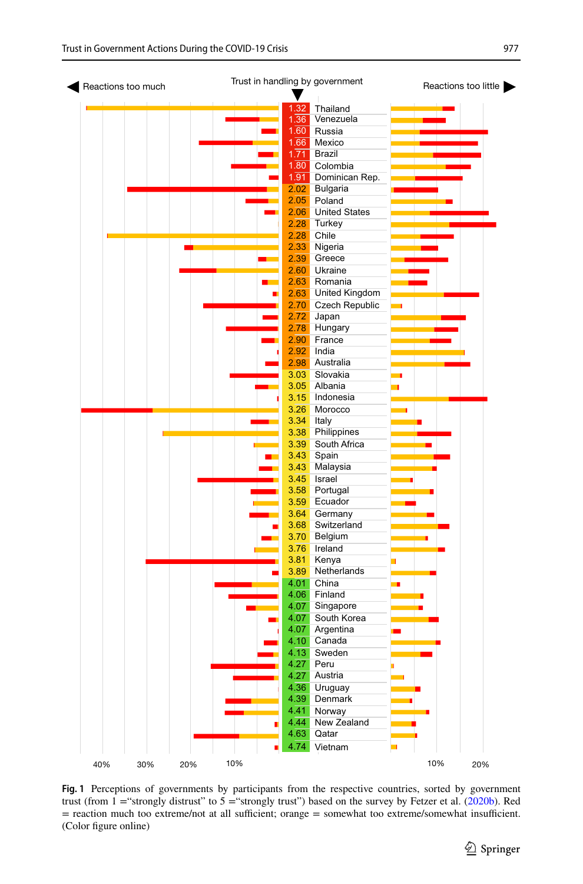Reactions too much | Trust in handling by government | Reactions too little

| Trust | Country |
|---|---|
| 1.32 | Thailand |
| 1.36 | Venezuela |
| 1.60 | Russia |
| 1.66 | Mexico |
| 1.71 | Brazil |
| 1.80 | Colombia |
| 1.91 | Dominican Rep. |
| 2.02 | Bulgaria |
| 2.05 | Poland |
| 2.06 | United States |
| 2.28 | Turkey |
| 2.28 | Chile |
| 2.33 | Nigeria |
| 2.39 | Greece |
| 2.60 | Ukraine |
| 2.63 | Romania |
| 2.63 | United Kingdom |
| 2.70 | Czech Republic |
| 2.72 | Japan |
| 2.78 | Hungary |
| 2.90 | France |
| 2.92 | India |
| 2.98 | Australia |
| 3.03 | Slovakia |
| 3.05 | Albania |
| 3.15 | Indonesia |
| 3.26 | Morocco |
| 3.34 | Italy |
| 3.38 | Philippines |
| 3.39 | South Africa |
| 3.43 | Spain |
| 3.43 | Malaysia |
| 3.45 | Israel |
| 3.58 | Portugal |
| 3.59 | Ecuador |
| 3.64 | Germany |
| 3.68 | Switzerland |
| 3.70 | Belgium |
| 3.76 | Ireland |
| 3.81 | Kenya |
| 3.89 | Netherlands |
| 4.01 | China |
| 4.06 | Finland |
| 4.07 | Singapore |
| 4.07 | South Korea |
| 4.07 | Argentina |
| 4.10 | Canada |
| 4.13 | Sweden |
| 4.27 | Peru |
| 4.27 | Austria |
| 4.36 | Uruguay |
| 4.39 | Denmark |
| 4.41 | Norway |
| 4.44 | New Zealand |
| 4.63 | Qatar |
| 4.74 | Vietnam |

40% 30% 20% 10% | 10% 20%

**Fig. 1** Perceptions of governments by participants from the respective countries, sorted by government trust (from 1 ="strongly distrust" to 5 ="strongly trust") based on the survey by Fetzer et al. (2020b). Red = reaction much too extreme/not at all sufficient; orange = somewhat too extreme/somewhat insufficient. (Color figure online)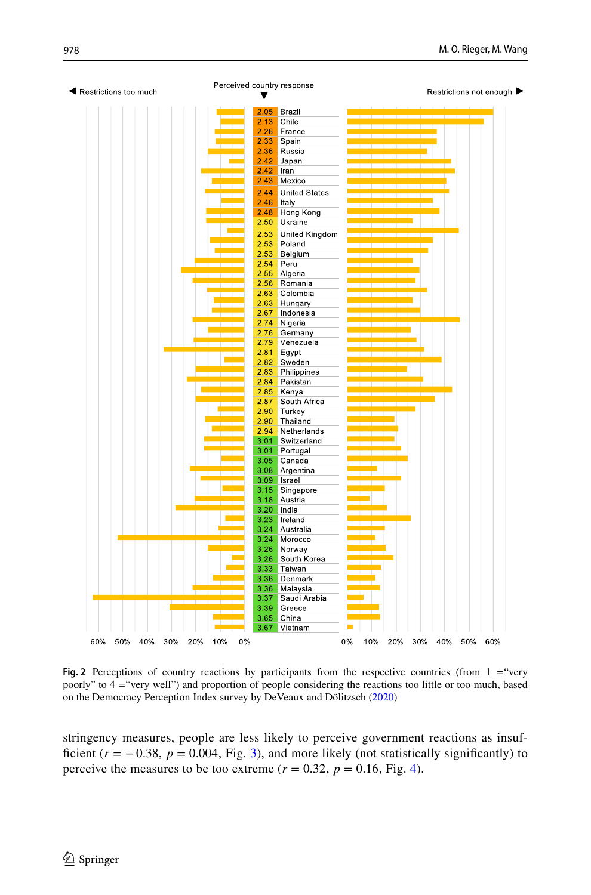◀ Restrictions too much | Perceived country response ▼ | Restrictions not enough ▶

| Perceived country response | Country |
|---|---|
| 2.05 | Brazil |
| 2.13 | Chile |
| 2.26 | France |
| 2.33 | Spain |
| 2.36 | Russia |
| 2.42 | Japan |
| 2.42 | Iran |
| 2.43 | Mexico |
| 2.44 | United States |
| 2.46 | Italy |
| 2.48 | Hong Kong |
| 2.50 | Ukraine |
| 2.53 | United Kingdom |
| 2.53 | Poland |
| 2.53 | Belgium |
| 2.54 | Peru |
| 2.55 | Algeria |
| 2.56 | Romania |
| 2.63 | Colombia |
| 2.63 | Hungary |
| 2.67 | Indonesia |
| 2.74 | Nigeria |
| 2.76 | Germany |
| 2.79 | Venezuela |
| 2.81 | Egypt |
| 2.82 | Sweden |
| 2.83 | Philippines |
| 2.84 | Pakistan |
| 2.85 | Kenya |
| 2.87 | South Africa |
| 2.90 | Turkey |
| 2.90 | Thailand |
| 2.94 | Netherlands |
| 3.01 | Switzerland |
| 3.01 | Portugal |
| 3.05 | Canada |
| 3.08 | Argentina |
| 3.09 | Israel |
| 3.15 | Singapore |
| 3.18 | Austria |
| 3.20 | India |
| 3.23 | Ireland |
| 3.24 | Australia |
| 3.24 | Morocco |
| 3.26 | Norway |
| 3.26 | South Korea |
| 3.33 | Taiwan |
| 3.36 | Denmark |
| 3.36 | Malaysia |
| 3.37 | Saudi Arabia |
| 3.39 | Greece |
| 3.65 | China |
| 3.67 | Vietnam |

Left axis: 60% 50% 40% 30% 20% 10% 0% — Right axis: 0% 10% 20% 30% 40% 50% 60%

**Fig. 2** Perceptions of country reactions by participants from the respective countries (from 1 ="very poorly" to 4 ="very well") and proportion of people considering the reactions too little or too much, based on the Democracy Perception Index survey by DeVeaux and Dölitzsch (2020)

stringency measures, people are less likely to perceive government reactions as insufficient ($r = -0.38$, $p = 0.004$, Fig. 3), and more likely (not statistically significantly) to perceive the measures to be too extreme ($r = 0.32$, $p = 0.16$, Fig. 4).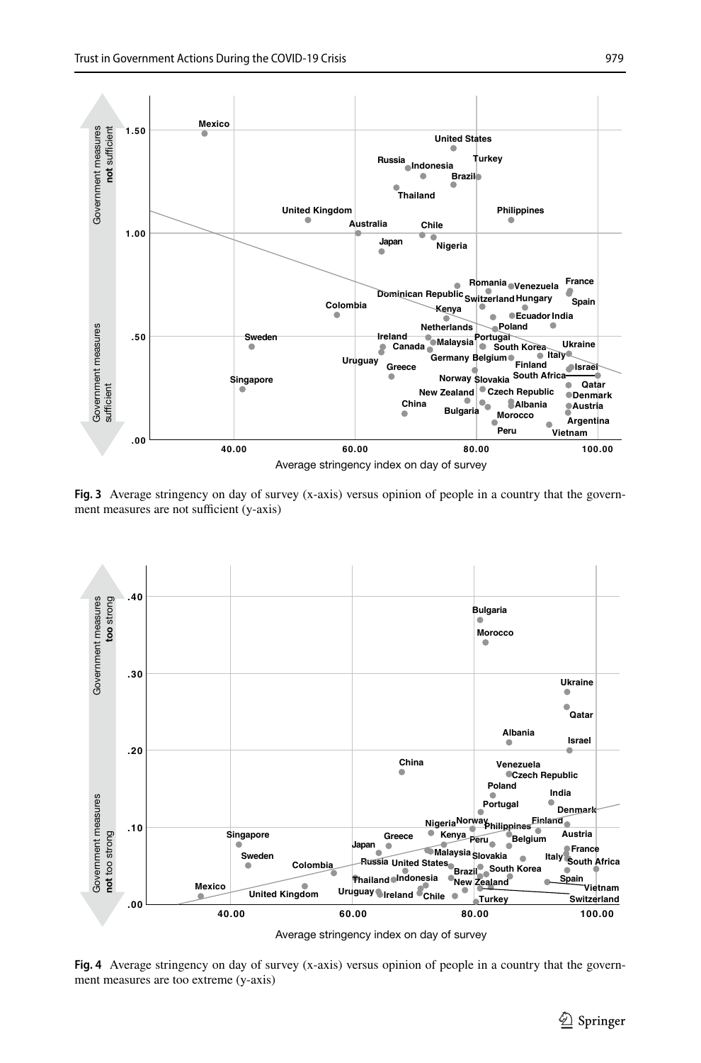**Fig. 3** Average stringency on day of survey (x-axis) versus opinion of people in a country that the government measures are not sufficient (y-axis)

**Fig. 4** Average stringency on day of survey (x-axis) versus opinion of people in a country that the government measures are too extreme (y-axis)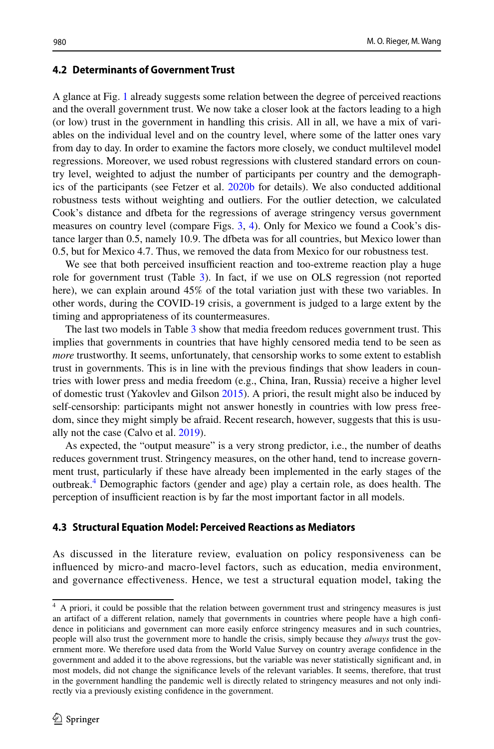### 4.2 Determinants of Government Trust

A glance at Fig. 1 already suggests some relation between the degree of perceived reactions and the overall government trust. We now take a closer look at the factors leading to a high (or low) trust in the government in handling this crisis. All in all, we have a mix of variables on the individual level and on the country level, where some of the latter ones vary from day to day. In order to examine the factors more closely, we conduct multilevel model regressions. Moreover, we used robust regressions with clustered standard errors on country level, weighted to adjust the number of participants per country and the demographics of the participants (see Fetzer et al. 2020b for details). We also conducted additional robustness tests without weighting and outliers. For the outlier detection, we calculated Cook's distance and dfbeta for the regressions of average stringency versus government measures on country level (compare Figs. 3, 4). Only for Mexico we found a Cook's distance larger than 0.5, namely 10.9. The dfbeta was for all countries, but Mexico lower than 0.5, but for Mexico 4.7. Thus, we removed the data from Mexico for our robustness test.

We see that both perceived insufficient reaction and too-extreme reaction play a huge role for government trust (Table 3). In fact, if we use on OLS regression (not reported here), we can explain around 45% of the total variation just with these two variables. In other words, during the COVID-19 crisis, a government is judged to a large extent by the timing and appropriateness of its countermeasures.

The last two models in Table 3 show that media freedom reduces government trust. This implies that governments in countries that have highly censored media tend to be seen as *more* trustworthy. It seems, unfortunately, that censorship works to some extent to establish trust in governments. This is in line with the previous findings that show leaders in countries with lower press and media freedom (e.g., China, Iran, Russia) receive a higher level of domestic trust (Yakovlev and Gilson 2015). A priori, the result might also be induced by self-censorship: participants might not answer honestly in countries with low press freedom, since they might simply be afraid. Recent research, however, suggests that this is usually not the case (Calvo et al. 2019).

As expected, the "output measure" is a very strong predictor, i.e., the number of deaths reduces government trust. Stringency measures, on the other hand, tend to increase government trust, particularly if these have already been implemented in the early stages of the outbreak.[4] Demographic factors (gender and age) play a certain role, as does health. The perception of insufficient reaction is by far the most important factor in all models.

### 4.3 Structural Equation Model: Perceived Reactions as Mediators

As discussed in the literature review, evaluation on policy responsiveness can be influenced by micro-and macro-level factors, such as education, media environment, and governance effectiveness. Hence, we test a structural equation model, taking the

---

[4] A priori, it could be possible that the relation between government trust and stringency measures is just an artifact of a different relation, namely that governments in countries where people have a high confidence in politicians and government can more easily enforce stringency measures and in such countries, people will also trust the government more to handle the crisis, simply because they *always* trust the government more. We therefore used data from the World Value Survey on country average confidence in the government and added it to the above regressions, but the variable was never statistically significant and, in most models, did not change the significance levels of the relevant variables. It seems, therefore, that trust in the government handling the pandemic well is directly related to stringency measures and not only indirectly via a previously existing confidence in the government.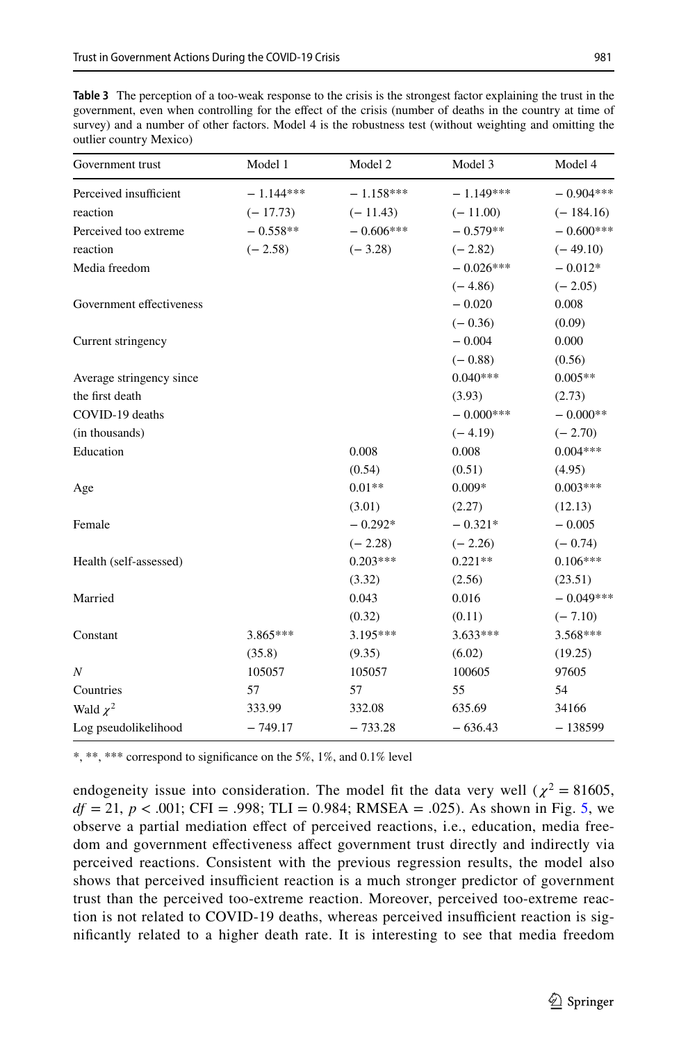**Table 3** The perception of a too-weak response to the crisis is the strongest factor explaining the trust in the government, even when controlling for the effect of the crisis (number of deaths in the country at time of survey) and a number of other factors. Model 4 is the robustness test (without weighting and omitting the outlier country Mexico)

| Government trust | Model 1 | Model 2 | Model 3 | Model 4 |
|---|---|---|---|---|
| Perceived insufficient | − 1.144*** | − 1.158*** | − 1.149*** | − 0.904*** |
| reaction | (− 17.73) | (− 11.43) | (− 11.00) | (− 184.16) |
| Perceived too extreme | − 0.558** | − 0.606*** | − 0.579** | − 0.600*** |
| reaction | (− 2.58) | (− 3.28) | (− 2.82) | (− 49.10) |
| Media freedom | | | − 0.026*** | − 0.012* |
| | | | (− 4.86) | (− 2.05) |
| Government effectiveness | | | − 0.020 | 0.008 |
| | | | (− 0.36) | (0.09) |
| Current stringency | | | − 0.004 | 0.000 |
| | | | (− 0.88) | (0.56) |
| Average stringency since | | | 0.040*** | 0.005** |
| the first death | | | (3.93) | (2.73) |
| COVID-19 deaths | | | − 0.000*** | − 0.000** |
| (in thousands) | | | (− 4.19) | (− 2.70) |
| Education | | 0.008 | 0.008 | 0.004*** |
| | | (0.54) | (0.51) | (4.95) |
| Age | | 0.01** | 0.009* | 0.003*** |
| | | (3.01) | (2.27) | (12.13) |
| Female | | − 0.292* | − 0.321* | − 0.005 |
| | | (− 2.28) | (− 2.26) | (− 0.74) |
| Health (self-assessed) | | 0.203*** | 0.221** | 0.106*** |
| | | (3.32) | (2.56) | (23.51) |
| Married | | 0.043 | 0.016 | − 0.049*** |
| | | (0.32) | (0.11) | (− 7.10) |
| Constant | 3.865*** | 3.195*** | 3.633*** | 3.568*** |
| | (35.8) | (9.35) | (6.02) | (19.25) |
| $N$ | 105057 | 105057 | 100605 | 97605 |
| Countries | 57 | 57 | 55 | 54 |
| Wald $\chi^2$ | 333.99 | 332.08 | 635.69 | 34166 |
| Log pseudolikelihood | − 749.17 | − 733.28 | − 636.43 | − 138599 |

*, **, *** correspond to significance on the 5%, 1%, and 0.1% level

endogeneity issue into consideration. The model fit the data very well ($\chi^2 = 81605$, $df = 21$, $p < .001$; CFI = .998; TLI = 0.984; RMSEA = .025). As shown in Fig. 5, we observe a partial mediation effect of perceived reactions, i.e., education, media freedom and government effectiveness affect government trust directly and indirectly via perceived reactions. Consistent with the previous regression results, the model also shows that perceived insufficient reaction is a much stronger predictor of government trust than the perceived too-extreme reaction. Moreover, perceived too-extreme reaction is not related to COVID-19 deaths, whereas perceived insufficient reaction is significantly related to a higher death rate. It is interesting to see that media freedom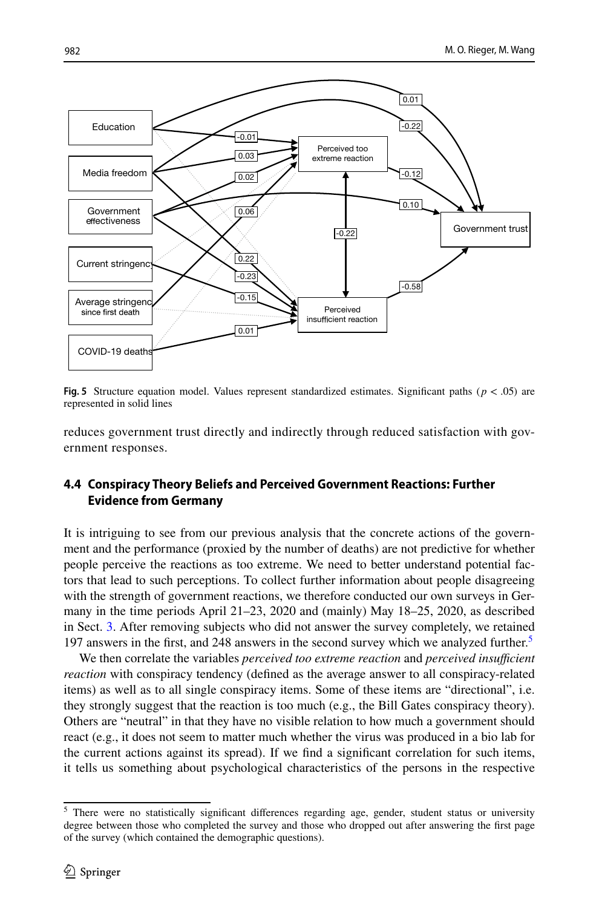**Fig. 5** Structure equation model. Values represent standardized estimates. Significant paths ($p < .05$) are represented in solid lines

reduces government trust directly and indirectly through reduced satisfaction with government responses.

### 4.4 Conspiracy Theory Beliefs and Perceived Government Reactions: Further Evidence from Germany

It is intriguing to see from our previous analysis that the concrete actions of the government and the performance (proxied by the number of deaths) are not predictive for whether people perceive the reactions as too extreme. We need to better understand potential factors that lead to such perceptions. To collect further information about people disagreeing with the strength of government reactions, we therefore conducted our own surveys in Germany in the time periods April 21–23, 2020 and (mainly) May 18–25, 2020, as described in Sect. 3. After removing subjects who did not answer the survey completely, we retained 197 answers in the first, and 248 answers in the second survey which we analyzed further.[5]

We then correlate the variables *perceived too extreme reaction* and *perceived insufficient reaction* with conspiracy tendency (defined as the average answer to all conspiracy-related items) as well as to all single conspiracy items. Some of these items are "directional", i.e. they strongly suggest that the reaction is too much (e.g., the Bill Gates conspiracy theory). Others are "neutral" in that they have no visible relation to how much a government should react (e.g., it does not seem to matter much whether the virus was produced in a bio lab for the current actions against its spread). If we find a significant correlation for such items, it tells us something about psychological characteristics of the persons in the respective

[5] There were no statistically significant differences regarding age, gender, student status or university degree between those who completed the survey and those who dropped out after answering the first page of the survey (which contained the demographic questions).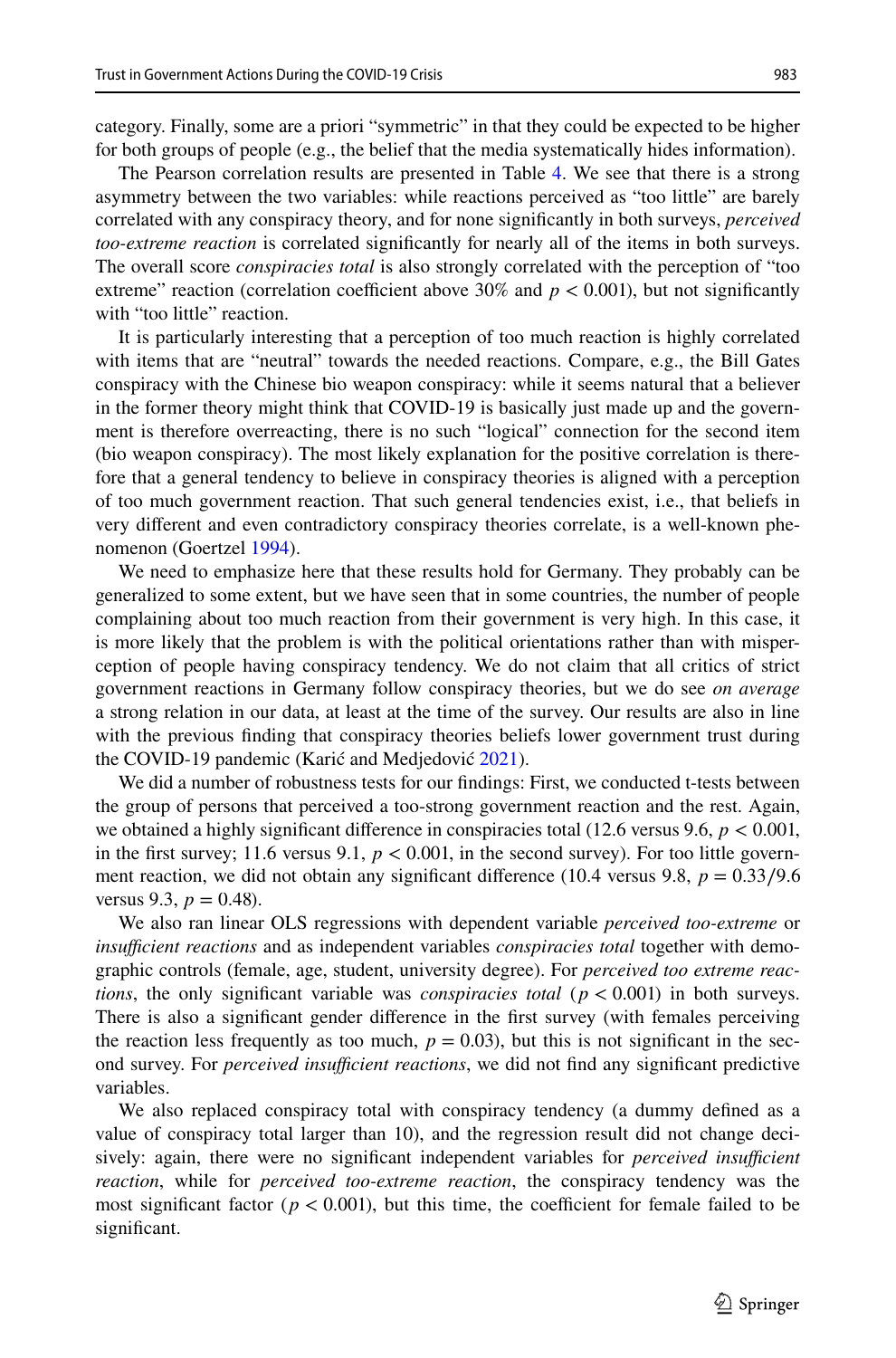category. Finally, some are a priori "symmetric" in that they could be expected to be higher for both groups of people (e.g., the belief that the media systematically hides information).

The Pearson correlation results are presented in Table 4. We see that there is a strong asymmetry between the two variables: while reactions perceived as "too little" are barely correlated with any conspiracy theory, and for none significantly in both surveys, *perceived too-extreme reaction* is correlated significantly for nearly all of the items in both surveys. The overall score *conspiracies total* is also strongly correlated with the perception of "too extreme" reaction (correlation coefficient above 30% and $p < 0.001$), but not significantly with "too little" reaction.

It is particularly interesting that a perception of too much reaction is highly correlated with items that are "neutral" towards the needed reactions. Compare, e.g., the Bill Gates conspiracy with the Chinese bio weapon conspiracy: while it seems natural that a believer in the former theory might think that COVID-19 is basically just made up and the government is therefore overreacting, there is no such "logical" connection for the second item (bio weapon conspiracy). The most likely explanation for the positive correlation is therefore that a general tendency to believe in conspiracy theories is aligned with a perception of too much government reaction. That such general tendencies exist, i.e., that beliefs in very different and even contradictory conspiracy theories correlate, is a well-known phenomenon (Goertzel 1994).

We need to emphasize here that these results hold for Germany. They probably can be generalized to some extent, but we have seen that in some countries, the number of people complaining about too much reaction from their government is very high. In this case, it is more likely that the problem is with the political orientations rather than with misperception of people having conspiracy tendency. We do not claim that all critics of strict government reactions in Germany follow conspiracy theories, but we do see *on average* a strong relation in our data, at least at the time of the survey. Our results are also in line with the previous finding that conspiracy theories beliefs lower government trust during the COVID-19 pandemic (Karić and Medjedović 2021).

We did a number of robustness tests for our findings: First, we conducted t-tests between the group of persons that perceived a too-strong government reaction and the rest. Again, we obtained a highly significant difference in conspiracies total (12.6 versus 9.6, $p < 0.001$, in the first survey; 11.6 versus 9.1, $p < 0.001$, in the second survey). For too little government reaction, we did not obtain any significant difference (10.4 versus 9.8, $p = 0.33$/9.6 versus 9.3, $p = 0.48$).

We also ran linear OLS regressions with dependent variable *perceived too-extreme* or *insufficient reactions* and as independent variables *conspiracies total* together with demographic controls (female, age, student, university degree). For *perceived too extreme reactions*, the only significant variable was *conspiracies total* ($p < 0.001$) in both surveys. There is also a significant gender difference in the first survey (with females perceiving the reaction less frequently as too much, $p = 0.03$), but this is not significant in the second survey. For *perceived insufficient reactions*, we did not find any significant predictive variables.

We also replaced conspiracy total with conspiracy tendency (a dummy defined as a value of conspiracy total larger than 10), and the regression result did not change decisively: again, there were no significant independent variables for *perceived insufficient reaction*, while for *perceived too-extreme reaction*, the conspiracy tendency was the most significant factor ($p < 0.001$), but this time, the coefficient for female failed to be significant.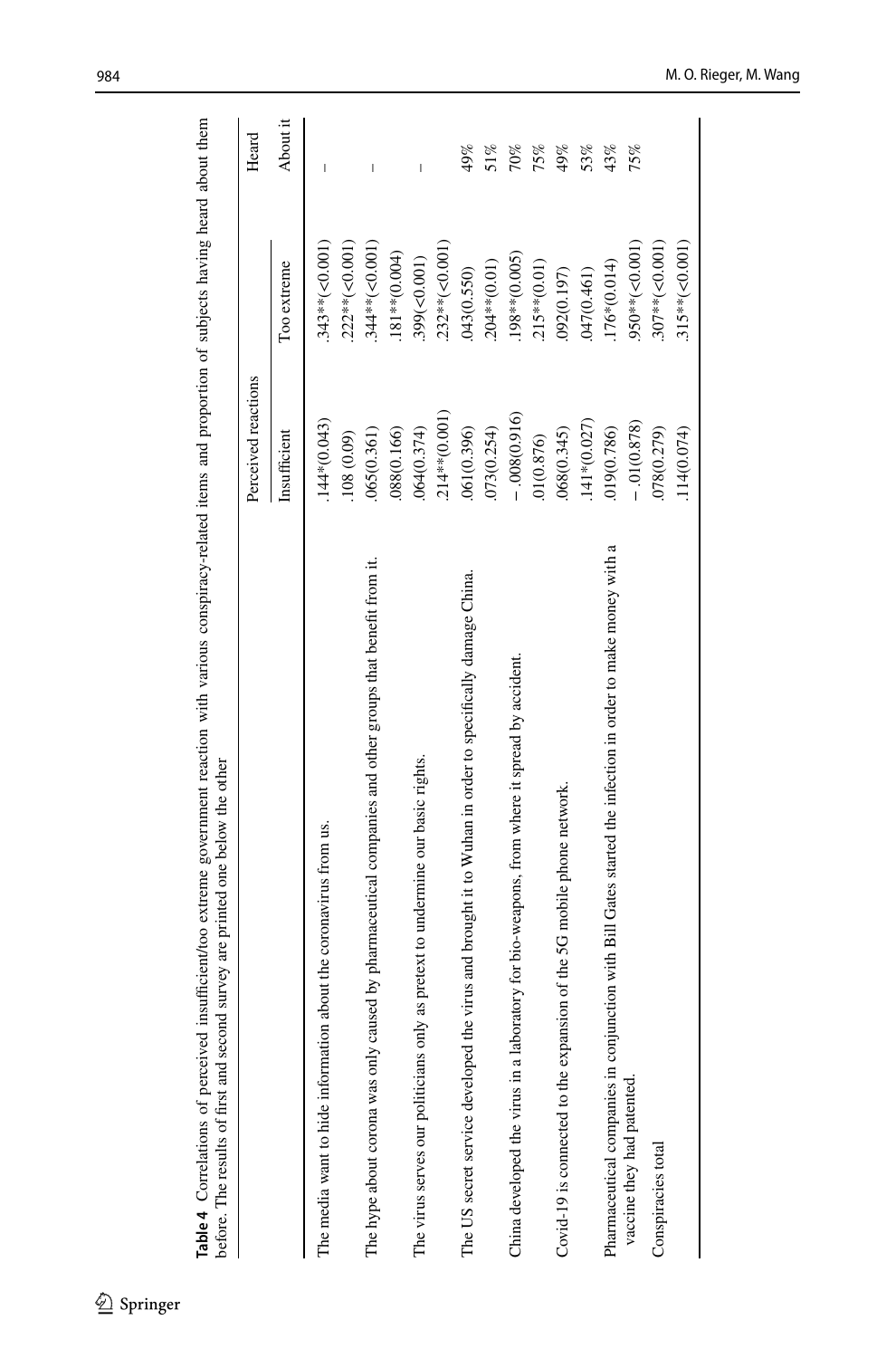**Table 4** Correlations of perceived insufficient/too extreme government reaction with various conspiracy-related items and proportion of subjects having heard about them before. The results of first and second survey are printed one below the other

| | Perceived reactions | | Heard |
|---|---|---|---|
| | Insufficient | Too extreme | About it |
| The media want to hide information about the coronavirus from us. | .144*(0.043) | .343**(<0.001) | – |
| | .108 (0.09) | .222**(<0.001) | |
| The hype about corona was only caused by pharmaceutical companies and other groups that benefit from it. | .065(0.361) | .344**(<0.001) | – |
| | .088(0.166) | .181**(0.004) | |
| The virus serves our politicians only as pretext to undermine our basic rights. | .064(0.374) | .399(<0.001) | – |
| | .214**(0.001) | .232**(<0.001) | |
| The US secret service developed the virus and brought it to Wuhan in order to specifically damage China. | .061(0.396) | .043(0.550) | 49% |
| | .073(0.254) | .204**(0.01) | 51% |
| China developed the virus in a laboratory for bio-weapons, from where it spread by accident. | −.008(0.916) | .198**(0.005) | 70% |
| | .01(0.876) | .215**(0.01) | 75% |
| Covid-19 is connected to the expansion of the 5G mobile phone network. | .068(0.345) | .092(0.197) | 49% |
| | .141*(0.027) | .047(0.461) | 53% |
| Pharmaceutical companies in conjunction with Bill Gates started the infection in order to make money with a vaccine they had patented. | .019(0.786) | .176*(0.014) | 43% |
| | −.01(0.878) | .950**(<0.001) | 75% |
| Conspiracies total | .078(0.279) | .307**(<0.001) | |
| | .114(0.074) | .315**(<0.001) | |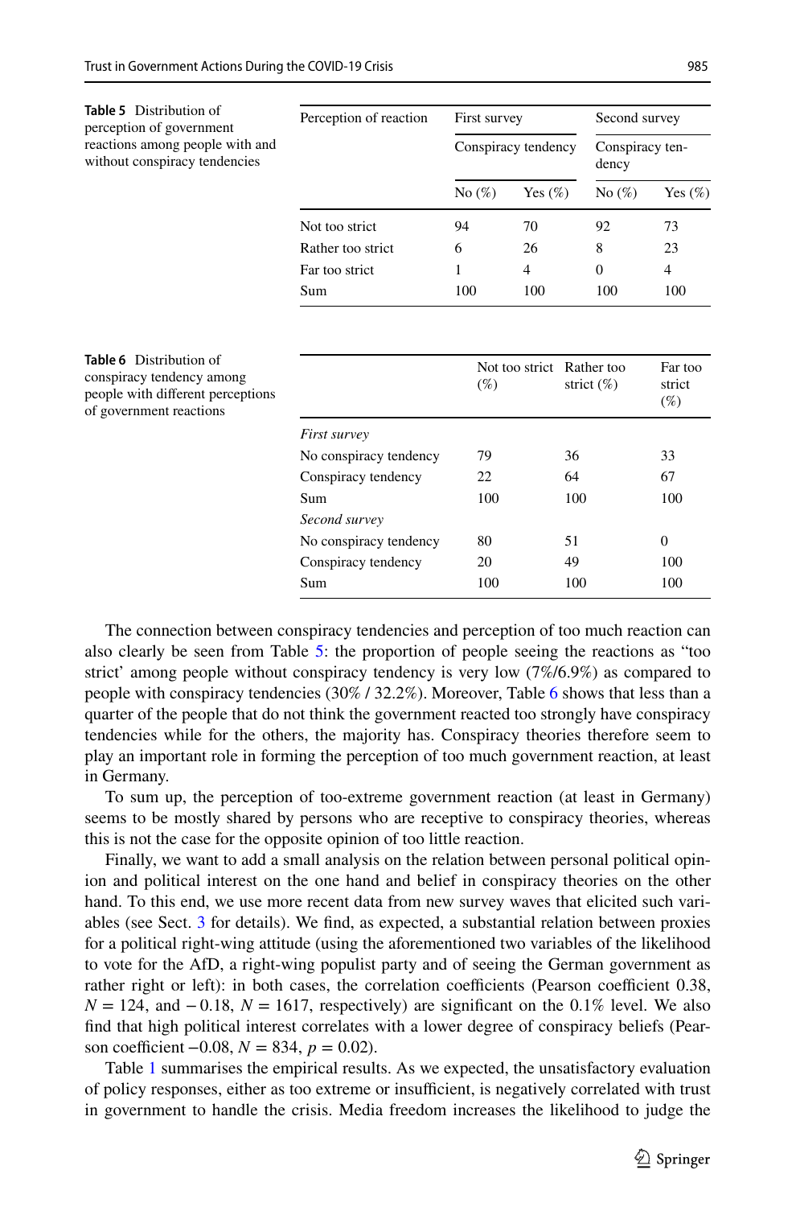**Table 5** Distribution of perception of government reactions among people with and without conspiracy tendencies

| Perception of reaction | First survey | | Second survey | |
|---|---|---|---|---|
| | Conspiracy tendency | | Conspiracy tendency | |
| | No (%) | Yes (%) | No (%) | Yes (%) |
| Not too strict | 94 | 70 | 92 | 73 |
| Rather too strict | 6 | 26 | 8 | 23 |
| Far too strict | 1 | 4 | 0 | 4 |
| Sum | 100 | 100 | 100 | 100 |

**Table 6** Distribution of conspiracy tendency among people with different perceptions of government reactions

| | Not too strict (%) | Rather too strict (%) | Far too strict (%) |
|---|---|---|---|
| *First survey* | | | |
| No conspiracy tendency | 79 | 36 | 33 |
| Conspiracy tendency | 22 | 64 | 67 |
| Sum | 100 | 100 | 100 |
| *Second survey* | | | |
| No conspiracy tendency | 80 | 51 | 0 |
| Conspiracy tendency | 20 | 49 | 100 |
| Sum | 100 | 100 | 100 |

The connection between conspiracy tendencies and perception of too much reaction can also clearly be seen from Table 5: the proportion of people seeing the reactions as "too strict' among people without conspiracy tendency is very low (7%/6.9%) as compared to people with conspiracy tendencies (30% / 32.2%). Moreover, Table 6 shows that less than a quarter of the people that do not think the government reacted too strongly have conspiracy tendencies while for the others, the majority has. Conspiracy theories therefore seem to play an important role in forming the perception of too much government reaction, at least in Germany.

To sum up, the perception of too-extreme government reaction (at least in Germany) seems to be mostly shared by persons who are receptive to conspiracy theories, whereas this is not the case for the opposite opinion of too little reaction.

Finally, we want to add a small analysis on the relation between personal political opinion and political interest on the one hand and belief in conspiracy theories on the other hand. To this end, we use more recent data from new survey waves that elicited such variables (see Sect. 3 for details). We find, as expected, a substantial relation between proxies for a political right-wing attitude (using the aforementioned two variables of the likelihood to vote for the AfD, a right-wing populist party and of seeing the German government as rather right or left): in both cases, the correlation coefficients (Pearson coefficient 0.38, $N = 124$, and $-0.18$, $N = 1617$, respectively) are significant on the 0.1% level. We also find that high political interest correlates with a lower degree of conspiracy beliefs (Pearson coefficient $-0.08$, $N = 834$, $p = 0.02$).

Table 1 summarises the empirical results. As we expected, the unsatisfactory evaluation of policy responses, either as too extreme or insufficient, is negatively correlated with trust in government to handle the crisis. Media freedom increases the likelihood to judge the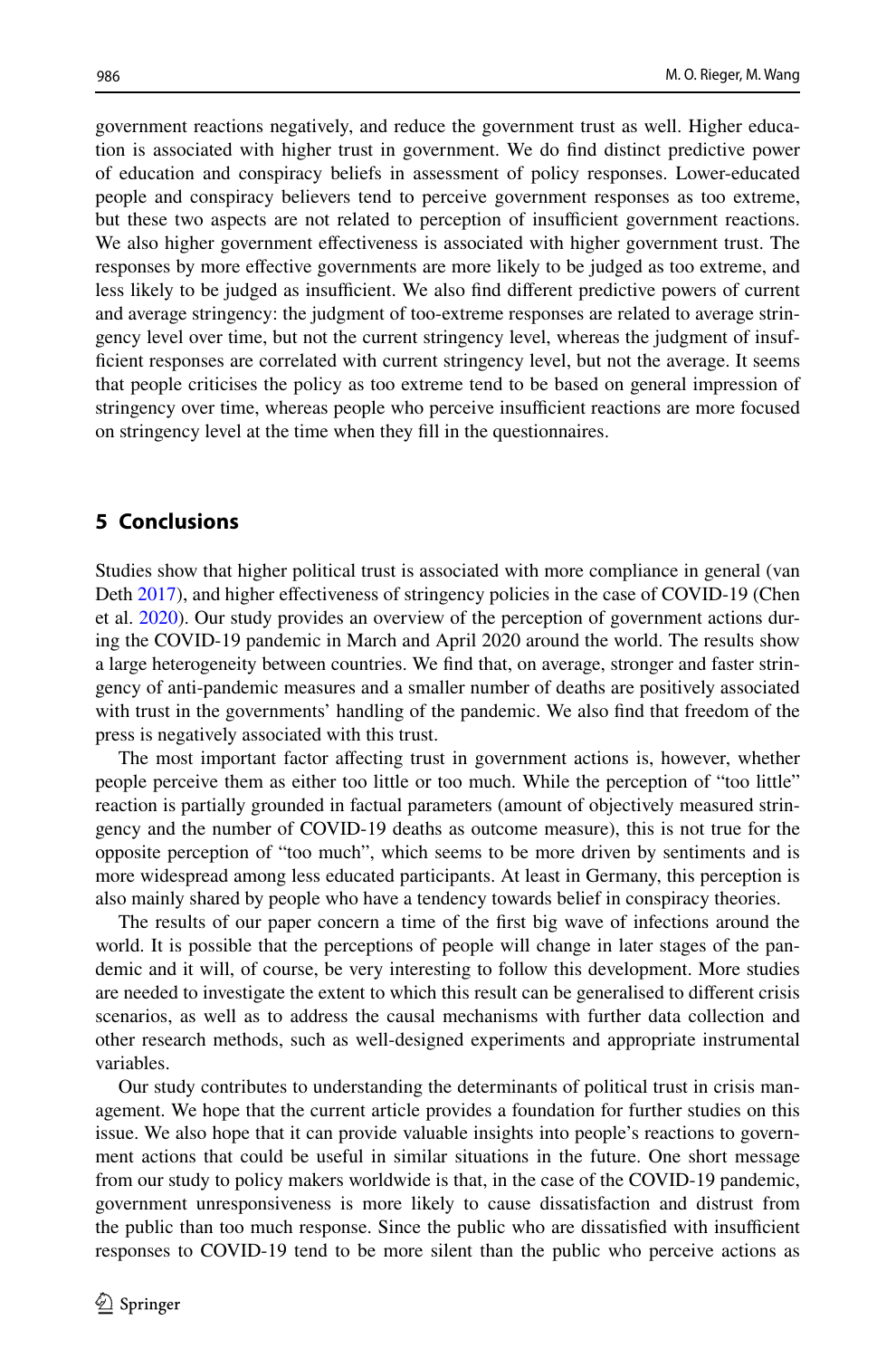government reactions negatively, and reduce the government trust as well. Higher education is associated with higher trust in government. We do find distinct predictive power of education and conspiracy beliefs in assessment of policy responses. Lower-educated people and conspiracy believers tend to perceive government responses as too extreme, but these two aspects are not related to perception of insufficient government reactions. We also higher government effectiveness is associated with higher government trust. The responses by more effective governments are more likely to be judged as too extreme, and less likely to be judged as insufficient. We also find different predictive powers of current and average stringency: the judgment of too-extreme responses are related to average stringency level over time, but not the current stringency level, whereas the judgment of insufficient responses are correlated with current stringency level, but not the average. It seems that people criticises the policy as too extreme tend to be based on general impression of stringency over time, whereas people who perceive insufficient reactions are more focused on stringency level at the time when they fill in the questionnaires.

## 5 Conclusions

Studies show that higher political trust is associated with more compliance in general (van Deth 2017), and higher effectiveness of stringency policies in the case of COVID-19 (Chen et al. 2020). Our study provides an overview of the perception of government actions during the COVID-19 pandemic in March and April 2020 around the world. The results show a large heterogeneity between countries. We find that, on average, stronger and faster stringency of anti-pandemic measures and a smaller number of deaths are positively associated with trust in the governments' handling of the pandemic. We also find that freedom of the press is negatively associated with this trust.

The most important factor affecting trust in government actions is, however, whether people perceive them as either too little or too much. While the perception of "too little" reaction is partially grounded in factual parameters (amount of objectively measured stringency and the number of COVID-19 deaths as outcome measure), this is not true for the opposite perception of "too much", which seems to be more driven by sentiments and is more widespread among less educated participants. At least in Germany, this perception is also mainly shared by people who have a tendency towards belief in conspiracy theories.

The results of our paper concern a time of the first big wave of infections around the world. It is possible that the perceptions of people will change in later stages of the pandemic and it will, of course, be very interesting to follow this development. More studies are needed to investigate the extent to which this result can be generalised to different crisis scenarios, as well as to address the causal mechanisms with further data collection and other research methods, such as well-designed experiments and appropriate instrumental variables.

Our study contributes to understanding the determinants of political trust in crisis management. We hope that the current article provides a foundation for further studies on this issue. We also hope that it can provide valuable insights into people's reactions to government actions that could be useful in similar situations in the future. One short message from our study to policy makers worldwide is that, in the case of the COVID-19 pandemic, government unresponsiveness is more likely to cause dissatisfaction and distrust from the public than too much response. Since the public who are dissatisfied with insufficient responses to COVID-19 tend to be more silent than the public who perceive actions as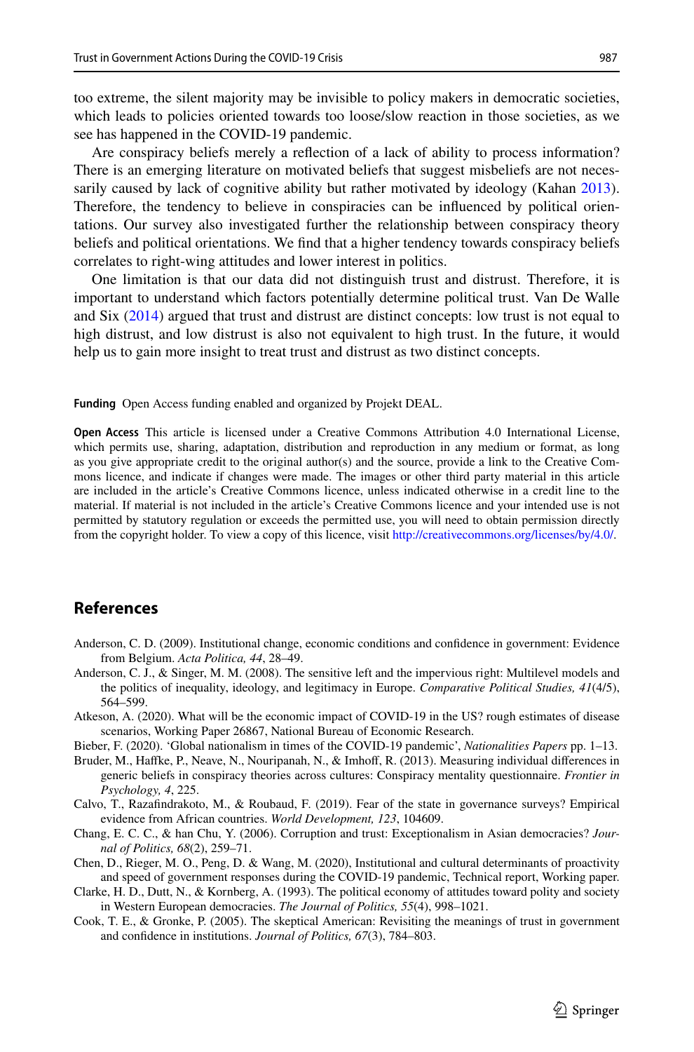too extreme, the silent majority may be invisible to policy makers in democratic societies, which leads to policies oriented towards too loose/slow reaction in those societies, as we see has happened in the COVID-19 pandemic.

Are conspiracy beliefs merely a reflection of a lack of ability to process information? There is an emerging literature on motivated beliefs that suggest misbeliefs are not necessarily caused by lack of cognitive ability but rather motivated by ideology (Kahan 2013). Therefore, the tendency to believe in conspiracies can be influenced by political orientations. Our survey also investigated further the relationship between conspiracy theory beliefs and political orientations. We find that a higher tendency towards conspiracy beliefs correlates to right-wing attitudes and lower interest in politics.

One limitation is that our data did not distinguish trust and distrust. Therefore, it is important to understand which factors potentially determine political trust. Van De Walle and Six (2014) argued that trust and distrust are distinct concepts: low trust is not equal to high distrust, and low distrust is also not equivalent to high trust. In the future, it would help us to gain more insight to treat trust and distrust as two distinct concepts.

**Funding** Open Access funding enabled and organized by Projekt DEAL.

**Open Access** This article is licensed under a Creative Commons Attribution 4.0 International License, which permits use, sharing, adaptation, distribution and reproduction in any medium or format, as long as you give appropriate credit to the original author(s) and the source, provide a link to the Creative Commons licence, and indicate if changes were made. The images or other third party material in this article are included in the article's Creative Commons licence, unless indicated otherwise in a credit line to the material. If material is not included in the article's Creative Commons licence and your intended use is not permitted by statutory regulation or exceeds the permitted use, you will need to obtain permission directly from the copyright holder. To view a copy of this licence, visit http://creativecommons.org/licenses/by/4.0/.

## References

Anderson, C. D. (2009). Institutional change, economic conditions and confidence in government: Evidence from Belgium. *Acta Politica, 44*, 28–49.

Anderson, C. J., & Singer, M. M. (2008). The sensitive left and the impervious right: Multilevel models and the politics of inequality, ideology, and legitimacy in Europe. *Comparative Political Studies, 41*(4/5), 564–599.

Atkeson, A. (2020). What will be the economic impact of COVID-19 in the US? rough estimates of disease scenarios, Working Paper 26867, National Bureau of Economic Research.

Bieber, F. (2020). 'Global nationalism in times of the COVID-19 pandemic', *Nationalities Papers* pp. 1–13.

Bruder, M., Haffke, P., Neave, N., Nouripanah, N., & Imhoff, R. (2013). Measuring individual differences in generic beliefs in conspiracy theories across cultures: Conspiracy mentality questionnaire. *Frontier in Psychology, 4*, 225.

Calvo, T., Razafindrakoto, M., & Roubaud, F. (2019). Fear of the state in governance surveys? Empirical evidence from African countries. *World Development, 123*, 104609.

Chang, E. C. C., & han Chu, Y. (2006). Corruption and trust: Exceptionalism in Asian democracies? *Journal of Politics, 68*(2), 259–71.

Chen, D., Rieger, M. O., Peng, D. & Wang, M. (2020), Institutional and cultural determinants of proactivity and speed of government responses during the COVID-19 pandemic, Technical report, Working paper.

Clarke, H. D., Dutt, N., & Kornberg, A. (1993). The political economy of attitudes toward polity and society in Western European democracies. *The Journal of Politics, 55*(4), 998–1021.

Cook, T. E., & Gronke, P. (2005). The skeptical American: Revisiting the meanings of trust in government and confidence in institutions. *Journal of Politics, 67*(3), 784–803.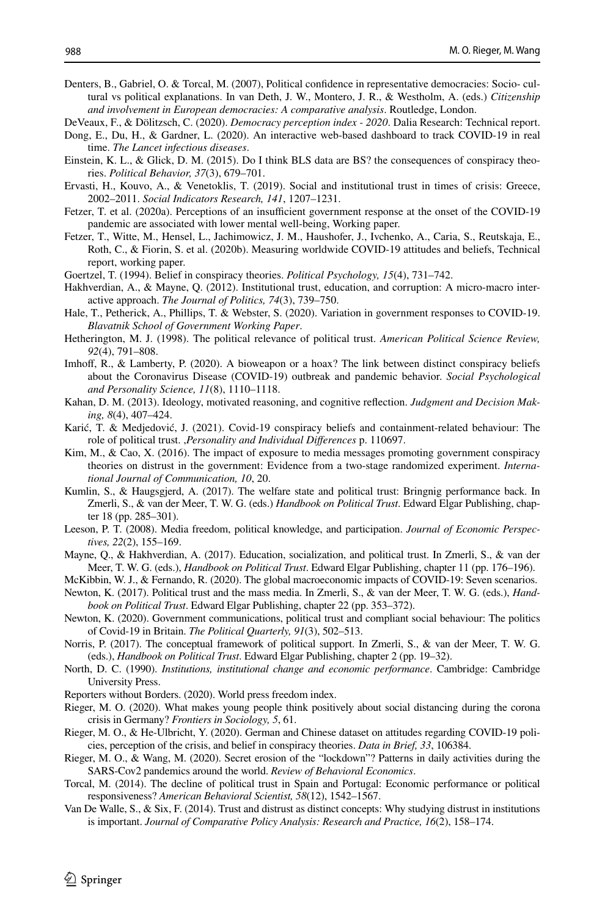Denters, B., Gabriel, O. & Torcal, M. (2007), Political confidence in representative democracies: Socio- cultural vs political explanations. In van Deth, J. W., Montero, J. R., & Westholm, A. (eds.) *Citizenship and involvement in European democracies: A comparative analysis*. Routledge, London.

DeVeaux, F., & Dölitzsch, C. (2020). *Democracy perception index - 2020*. Dalia Research: Technical report.

Dong, E., Du, H., & Gardner, L. (2020). An interactive web-based dashboard to track COVID-19 in real time. *The Lancet infectious diseases*.

Einstein, K. L., & Glick, D. M. (2015). Do I think BLS data are BS? the consequences of conspiracy theories. *Political Behavior, 37*(3), 679–701.

Ervasti, H., Kouvo, A., & Venetoklis, T. (2019). Social and institutional trust in times of crisis: Greece, 2002–2011. *Social Indicators Research, 141*, 1207–1231.

Fetzer, T. et al. (2020a). Perceptions of an insufficient government response at the onset of the COVID-19 pandemic are associated with lower mental well-being, Working paper.

Fetzer, T., Witte, M., Hensel, L., Jachimowicz, J. M., Haushofer, J., Ivchenko, A., Caria, S., Reutskaja, E., Roth, C., & Fiorin, S. et al. (2020b). Measuring worldwide COVID-19 attitudes and beliefs, Technical report, working paper.

Goertzel, T. (1994). Belief in conspiracy theories. *Political Psychology, 15*(4), 731–742.

Hakhverdian, A., & Mayne, Q. (2012). Institutional trust, education, and corruption: A micro-macro interactive approach. *The Journal of Politics, 74*(3), 739–750.

Hale, T., Petherick, A., Phillips, T. & Webster, S. (2020). Variation in government responses to COVID-19. *Blavatnik School of Government Working Paper*.

Hetherington, M. J. (1998). The political relevance of political trust. *American Political Science Review, 92*(4), 791–808.

Imhoff, R., & Lamberty, P. (2020). A bioweapon or a hoax? The link between distinct conspiracy beliefs about the Coronavirus Disease (COVID-19) outbreak and pandemic behavior. *Social Psychological and Personality Science, 11*(8), 1110–1118.

Kahan, D. M. (2013). Ideology, motivated reasoning, and cognitive reflection. *Judgment and Decision Making, 8*(4), 407–424.

Karić, T. & Medjedović, J. (2021). Covid-19 conspiracy beliefs and containment-related behaviour: The role of political trust. ,*Personality and Individual Differences* p. 110697.

Kim, M., & Cao, X. (2016). The impact of exposure to media messages promoting government conspiracy theories on distrust in the government: Evidence from a two-stage randomized experiment. *International Journal of Communication, 10*, 20.

Kumlin, S., & Haugsgjerd, A. (2017). The welfare state and political trust: Bringnig performance back. In Zmerli, S., & van der Meer, T. W. G. (eds.) *Handbook on Political Trust*. Edward Elgar Publishing, chapter 18 (pp. 285–301).

Leeson, P. T. (2008). Media freedom, political knowledge, and participation. *Journal of Economic Perspectives, 22*(2), 155–169.

Mayne, Q., & Hakhverdian, A. (2017). Education, socialization, and political trust. In Zmerli, S., & van der Meer, T. W. G. (eds.), *Handbook on Political Trust*. Edward Elgar Publishing, chapter 11 (pp. 176–196).

McKibbin, W. J., & Fernando, R. (2020). The global macroeconomic impacts of COVID-19: Seven scenarios.

Newton, K. (2017). Political trust and the mass media. In Zmerli, S., & van der Meer, T. W. G. (eds.), *Handbook on Political Trust*. Edward Elgar Publishing, chapter 22 (pp. 353–372).

Newton, K. (2020). Government communications, political trust and compliant social behaviour: The politics of Covid-19 in Britain. *The Political Quarterly, 91*(3), 502–513.

Norris, P. (2017). The conceptual framework of political support. In Zmerli, S., & van der Meer, T. W. G. (eds.), *Handbook on Political Trust*. Edward Elgar Publishing, chapter 2 (pp. 19–32).

North, D. C. (1990). *Institutions, institutional change and economic performance*. Cambridge: Cambridge University Press.

Reporters without Borders. (2020). World press freedom index.

Rieger, M. O. (2020). What makes young people think positively about social distancing during the corona crisis in Germany? *Frontiers in Sociology, 5*, 61.

Rieger, M. O., & He-Ulbricht, Y. (2020). German and Chinese dataset on attitudes regarding COVID-19 policies, perception of the crisis, and belief in conspiracy theories. *Data in Brief, 33*, 106384.

Rieger, M. O., & Wang, M. (2020). Secret erosion of the "lockdown"? Patterns in daily activities during the SARS-Cov2 pandemics around the world. *Review of Behavioral Economics*.

Torcal, M. (2014). The decline of political trust in Spain and Portugal: Economic performance or political responsiveness? *American Behavioral Scientist, 58*(12), 1542–1567.

Van De Walle, S., & Six, F. (2014). Trust and distrust as distinct concepts: Why studying distrust in institutions is important. *Journal of Comparative Policy Analysis: Research and Practice, 16*(2), 158–174.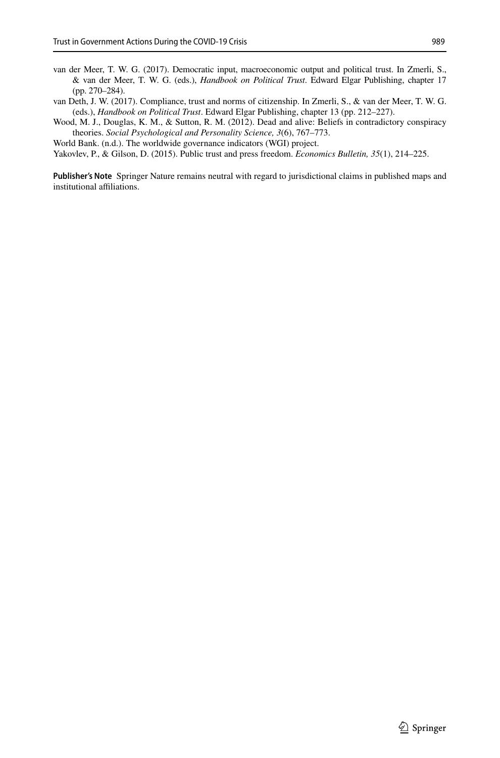van der Meer, T. W. G. (2017). Democratic input, macroeconomic output and political trust. In Zmerli, S., & van der Meer, T. W. G. (eds.), *Handbook on Political Trust*. Edward Elgar Publishing, chapter 17 (pp. 270–284).

van Deth, J. W. (2017). Compliance, trust and norms of citizenship. In Zmerli, S., & van der Meer, T. W. G. (eds.), *Handbook on Political Trust*. Edward Elgar Publishing, chapter 13 (pp. 212–227).

Wood, M. J., Douglas, K. M., & Sutton, R. M. (2012). Dead and alive: Beliefs in contradictory conspiracy theories. *Social Psychological and Personality Science, 3*(6), 767–773.

World Bank. (n.d.). The worldwide governance indicators (WGI) project.

Yakovlev, P., & Gilson, D. (2015). Public trust and press freedom. *Economics Bulletin, 35*(1), 214–225.

**Publisher's Note** Springer Nature remains neutral with regard to jurisdictional claims in published maps and institutional affiliations.